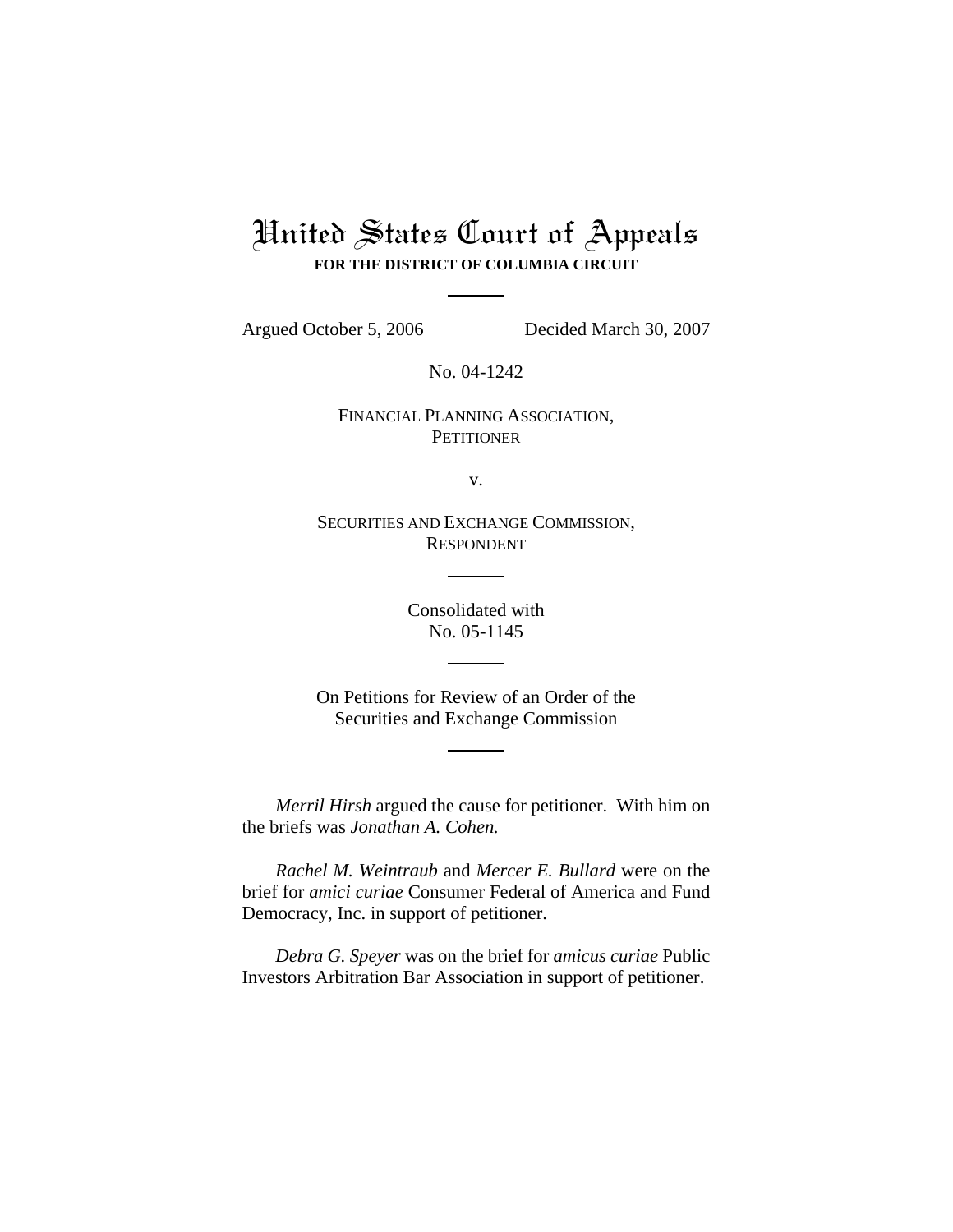# United States Court of Appeals

**FOR THE DISTRICT OF COLUMBIA CIRCUIT**

---

Argued October 5, 2006 Decided March 30, 2007

No. 04-1242

FINANCIAL PLANNING ASSOCIATION,
PETITIONER

v.

SECURITIES AND EXCHANGE COMMISSION,
RESPONDENT

---

Consolidated with
No. 05-1145

---

On Petitions for Review of an Order of the
Securities and Exchange Commission

---

*Merril Hirsh* argued the cause for petitioner. With him on the briefs was *Jonathan A. Cohen.*

*Rachel M. Weintraub* and *Mercer E. Bullard* were on the brief for *amici curiae* Consumer Federal of America and Fund Democracy, Inc. in support of petitioner.

*Debra G. Speyer* was on the brief for *amicus curiae* Public Investors Arbitration Bar Association in support of petitioner.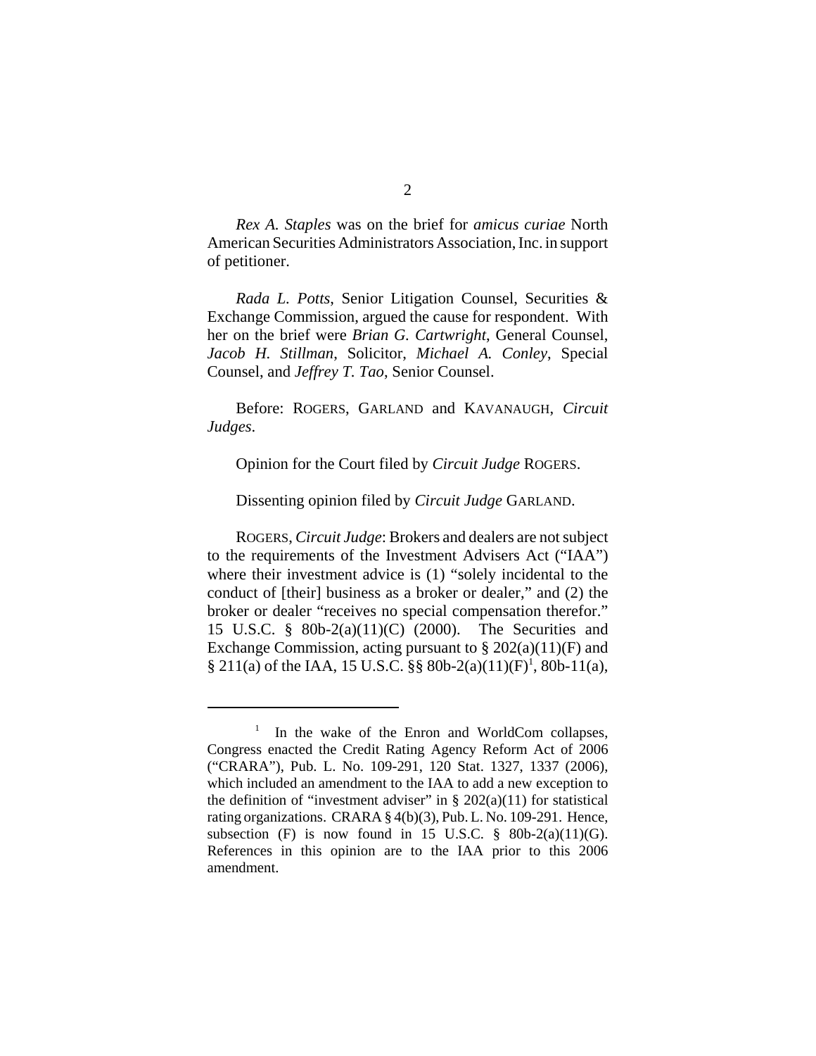*Rex A. Staples* was on the brief for *amicus curiae* North American Securities Administrators Association, Inc. in support of petitioner.

*Rada L. Potts*, Senior Litigation Counsel, Securities & Exchange Commission, argued the cause for respondent. With her on the brief were *Brian G. Cartwright*, General Counsel, *Jacob H. Stillman*, Solicitor, *Michael A. Conley*, Special Counsel, and *Jeffrey T. Tao*, Senior Counsel.

Before: ROGERS, GARLAND and KAVANAUGH, *Circuit Judges*.

Opinion for the Court filed by *Circuit Judge* ROGERS.

Dissenting opinion filed by *Circuit Judge* GARLAND.

ROGERS, *Circuit Judge*: Brokers and dealers are not subject to the requirements of the Investment Advisers Act ("IAA") where their investment advice is (1) "solely incidental to the conduct of [their] business as a broker or dealer," and (2) the broker or dealer "receives no special compensation therefor." 15 U.S.C. § 80b-2(a)(11)(C) (2000). The Securities and Exchange Commission, acting pursuant to § 202(a)(11)(F) and § 211(a) of the IAA, 15 U.S.C. §§ 80b-2(a)(11)(F)[1], 80b-11(a),

---

[1] In the wake of the Enron and WorldCom collapses, Congress enacted the Credit Rating Agency Reform Act of 2006 ("CRARA"), Pub. L. No. 109-291, 120 Stat. 1327, 1337 (2006), which included an amendment to the IAA to add a new exception to the definition of "investment adviser" in § 202(a)(11) for statistical rating organizations. CRARA § 4(b)(3), Pub. L. No. 109-291. Hence, subsection (F) is now found in 15 U.S.C. § 80b-2(a)(11)(G). References in this opinion are to the IAA prior to this 2006 amendment.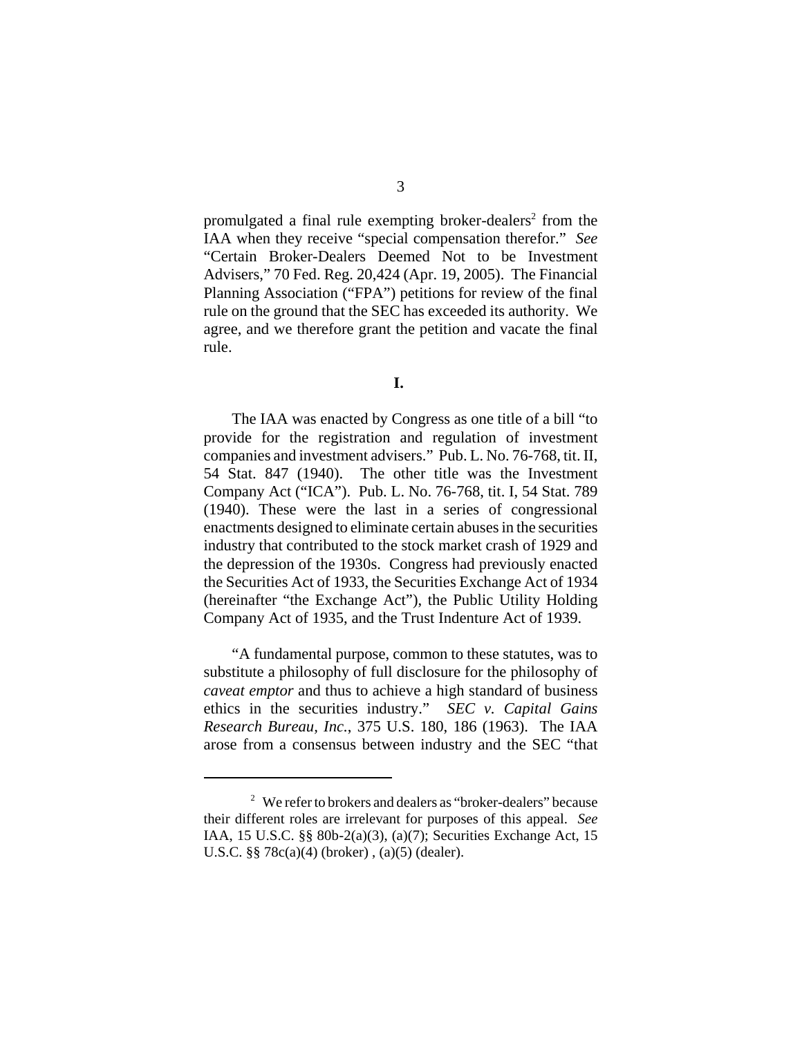promulgated a final rule exempting broker-dealers[2] from the IAA when they receive "special compensation therefor." *See* "Certain Broker-Dealers Deemed Not to be Investment Advisers," 70 Fed. Reg. 20,424 (Apr. 19, 2005). The Financial Planning Association ("FPA") petitions for review of the final rule on the ground that the SEC has exceeded its authority. We agree, and we therefore grant the petition and vacate the final rule.

**I.**

The IAA was enacted by Congress as one title of a bill "to provide for the registration and regulation of investment companies and investment advisers." Pub. L. No. 76-768, tit. II, 54 Stat. 847 (1940). The other title was the Investment Company Act ("ICA"). Pub. L. No. 76-768, tit. I, 54 Stat. 789 (1940). These were the last in a series of congressional enactments designed to eliminate certain abuses in the securities industry that contributed to the stock market crash of 1929 and the depression of the 1930s. Congress had previously enacted the Securities Act of 1933, the Securities Exchange Act of 1934 (hereinafter "the Exchange Act"), the Public Utility Holding Company Act of 1935, and the Trust Indenture Act of 1939.

"A fundamental purpose, common to these statutes, was to substitute a philosophy of full disclosure for the philosophy of *caveat emptor* and thus to achieve a high standard of business ethics in the securities industry." *SEC v. Capital Gains Research Bureau, Inc.*, 375 U.S. 180, 186 (1963). The IAA arose from a consensus between industry and the SEC "that

[2] We refer to brokers and dealers as "broker-dealers" because their different roles are irrelevant for purposes of this appeal. *See* IAA, 15 U.S.C. §§ 80b-2(a)(3), (a)(7); Securities Exchange Act, 15 U.S.C. §§ 78c(a)(4) (broker) , (a)(5) (dealer).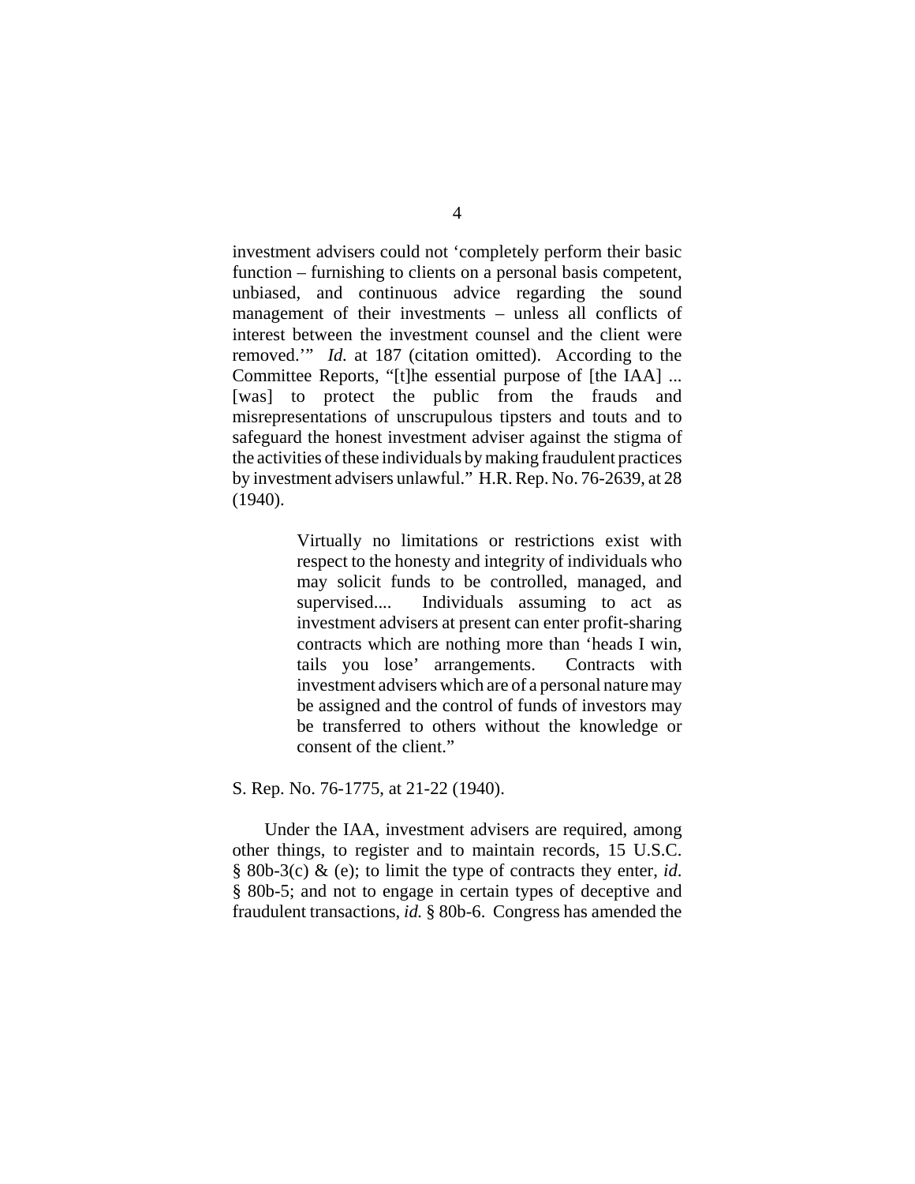investment advisers could not ‘completely perform their basic function – furnishing to clients on a personal basis competent, unbiased, and continuous advice regarding the sound management of their investments – unless all conflicts of interest between the investment counsel and the client were removed.’” *Id.* at 187 (citation omitted). According to the Committee Reports, “[t]he essential purpose of [the IAA] ... [was] to protect the public from the frauds and misrepresentations of unscrupulous tipsters and touts and to safeguard the honest investment adviser against the stigma of the activities of these individuals by making fraudulent practices by investment advisers unlawful.” H.R. Rep. No. 76-2639, at 28 (1940).

> Virtually no limitations or restrictions exist with respect to the honesty and integrity of individuals who may solicit funds to be controlled, managed, and supervised.... Individuals assuming to act as investment advisers at present can enter profit-sharing contracts which are nothing more than ‘heads I win, tails you lose’ arrangements. Contracts with investment advisers which are of a personal nature may be assigned and the control of funds of investors may be transferred to others without the knowledge or consent of the client.”

S. Rep. No. 76-1775, at 21-22 (1940).

Under the IAA, investment advisers are required, among other things, to register and to maintain records, 15 U.S.C. § 80b-3(c) & (e); to limit the type of contracts they enter, *id.* § 80b-5; and not to engage in certain types of deceptive and fraudulent transactions, *id.* § 80b-6. Congress has amended the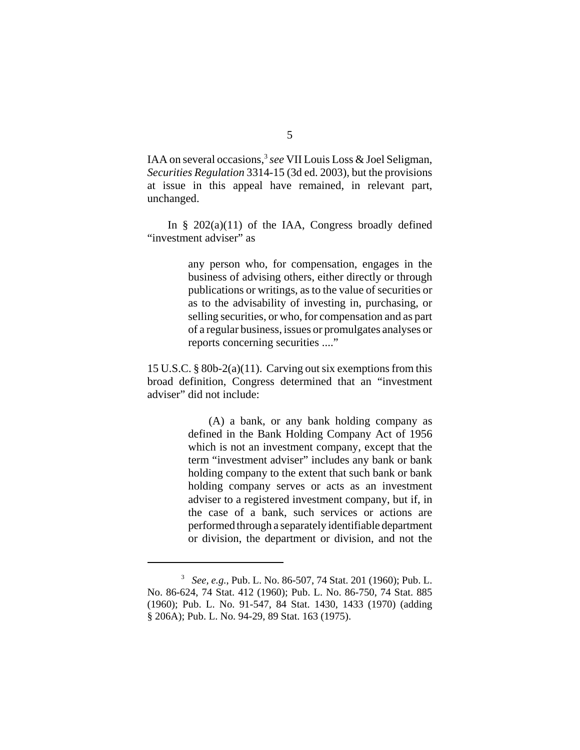IAA on several occasions,[3] *see* VII Louis Loss & Joel Seligman, *Securities Regulation* 3314-15 (3d ed. 2003), but the provisions at issue in this appeal have remained, in relevant part, unchanged.

In § 202(a)(11) of the IAA, Congress broadly defined "investment adviser" as

> any person who, for compensation, engages in the business of advising others, either directly or through publications or writings, as to the value of securities or as to the advisability of investing in, purchasing, or selling securities, or who, for compensation and as part of a regular business, issues or promulgates analyses or reports concerning securities ...."

15 U.S.C. § 80b-2(a)(11). Carving out six exemptions from this broad definition, Congress determined that an "investment adviser" did not include:

> (A) a bank, or any bank holding company as defined in the Bank Holding Company Act of 1956 which is not an investment company, except that the term "investment adviser" includes any bank or bank holding company to the extent that such bank or bank holding company serves or acts as an investment adviser to a registered investment company, but if, in the case of a bank, such services or actions are performed through a separately identifiable department or division, the department or division, and not the

---

[3] *See, e.g.*, Pub. L. No. 86-507, 74 Stat. 201 (1960); Pub. L. No. 86-624, 74 Stat. 412 (1960); Pub. L. No. 86-750, 74 Stat. 885 (1960); Pub. L. No. 91-547, 84 Stat. 1430, 1433 (1970) (adding § 206A); Pub. L. No. 94-29, 89 Stat. 163 (1975).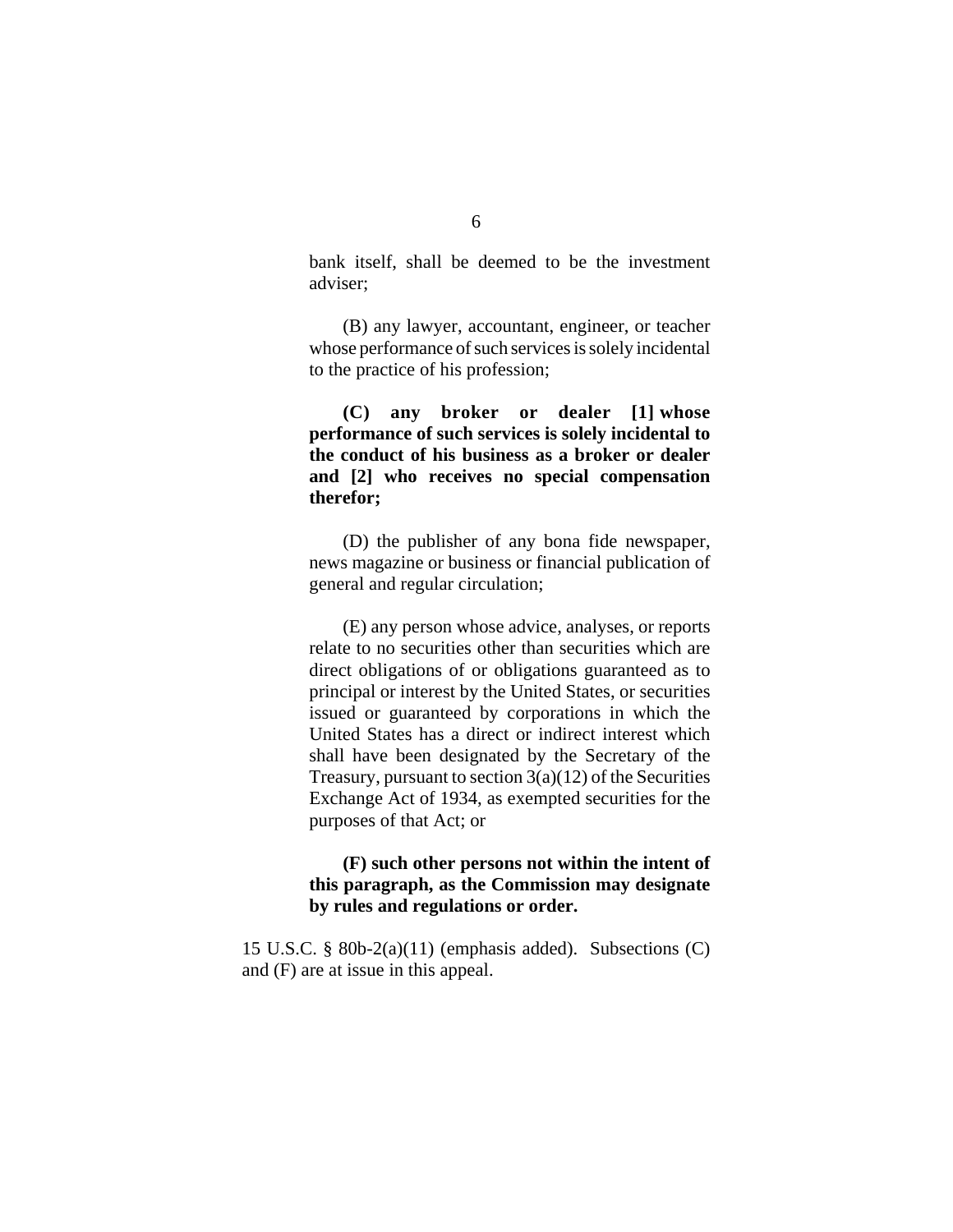bank itself, shall be deemed to be the investment adviser;

(B) any lawyer, accountant, engineer, or teacher whose performance of such services is solely incidental to the practice of his profession;

**(C) any broker or dealer [1] whose performance of such services is solely incidental to the conduct of his business as a broker or dealer and [2] who receives no special compensation therefor;**

(D) the publisher of any bona fide newspaper, news magazine or business or financial publication of general and regular circulation;

(E) any person whose advice, analyses, or reports relate to no securities other than securities which are direct obligations of or obligations guaranteed as to principal or interest by the United States, or securities issued or guaranteed by corporations in which the United States has a direct or indirect interest which shall have been designated by the Secretary of the Treasury, pursuant to section 3(a)(12) of the Securities Exchange Act of 1934, as exempted securities for the purposes of that Act; or

**(F) such other persons not within the intent of this paragraph, as the Commission may designate by rules and regulations or order.**

15 U.S.C. § 80b-2(a)(11) (emphasis added). Subsections (C) and (F) are at issue in this appeal.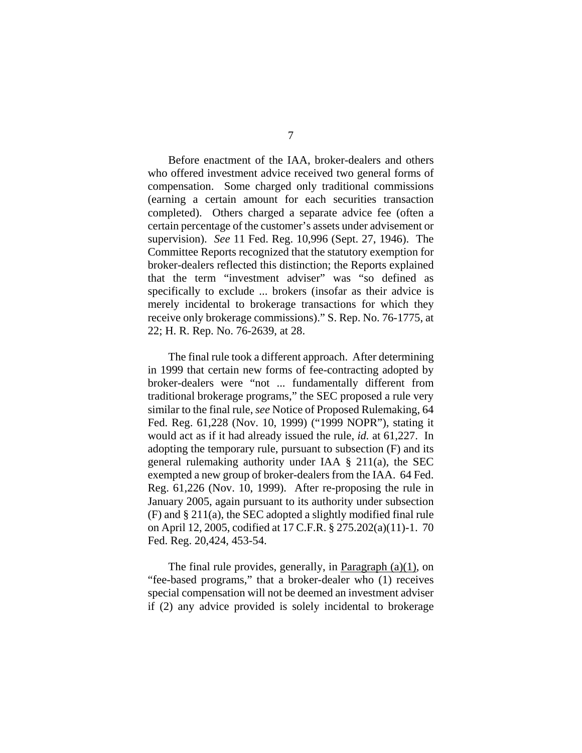Before enactment of the IAA, broker-dealers and others who offered investment advice received two general forms of compensation. Some charged only traditional commissions (earning a certain amount for each securities transaction completed). Others charged a separate advice fee (often a certain percentage of the customer's assets under advisement or supervision). *See* 11 Fed. Reg. 10,996 (Sept. 27, 1946). The Committee Reports recognized that the statutory exemption for broker-dealers reflected this distinction; the Reports explained that the term "investment adviser" was "so defined as specifically to exclude ... brokers (insofar as their advice is merely incidental to brokerage transactions for which they receive only brokerage commissions)." S. Rep. No. 76-1775, at 22; H. R. Rep. No. 76-2639, at 28.

The final rule took a different approach. After determining in 1999 that certain new forms of fee-contracting adopted by broker-dealers were "not ... fundamentally different from traditional brokerage programs," the SEC proposed a rule very similar to the final rule, *see* Notice of Proposed Rulemaking, 64 Fed. Reg. 61,228 (Nov. 10, 1999) ("1999 NOPR"), stating it would act as if it had already issued the rule, *id.* at 61,227. In adopting the temporary rule, pursuant to subsection (F) and its general rulemaking authority under IAA § 211(a), the SEC exempted a new group of broker-dealers from the IAA. 64 Fed. Reg. 61,226 (Nov. 10, 1999). After re-proposing the rule in January 2005, again pursuant to its authority under subsection (F) and § 211(a), the SEC adopted a slightly modified final rule on April 12, 2005, codified at 17 C.F.R. § 275.202(a)(11)-1. 70 Fed. Reg. 20,424, 453-54.

The final rule provides, generally, in <u>Paragraph (a)(1)</u>, on "fee-based programs," that a broker-dealer who (1) receives special compensation will not be deemed an investment adviser if (2) any advice provided is solely incidental to brokerage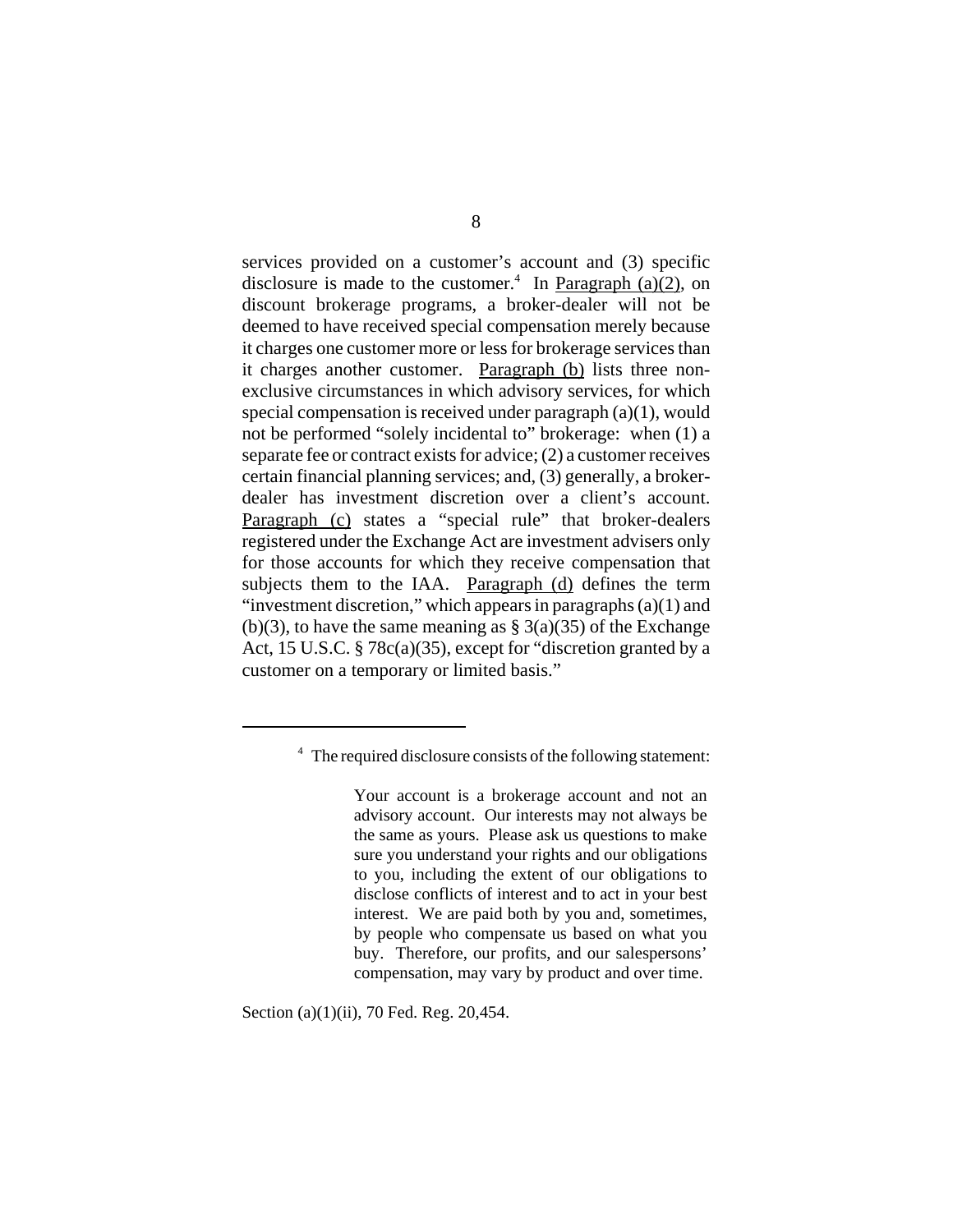services provided on a customer's account and (3) specific disclosure is made to the customer.[4] In Paragraph (a)(2), on discount brokerage programs, a broker-dealer will not be deemed to have received special compensation merely because it charges one customer more or less for brokerage services than it charges another customer. Paragraph (b) lists three non-exclusive circumstances in which advisory services, for which special compensation is received under paragraph (a)(1), would not be performed "solely incidental to" brokerage: when (1) a separate fee or contract exists for advice; (2) a customer receives certain financial planning services; and, (3) generally, a broker-dealer has investment discretion over a client's account. Paragraph (c) states a "special rule" that broker-dealers registered under the Exchange Act are investment advisers only for those accounts for which they receive compensation that subjects them to the IAA. Paragraph (d) defines the term "investment discretion," which appears in paragraphs (a)(1) and (b)(3), to have the same meaning as § 3(a)(35) of the Exchange Act, 15 U.S.C. § 78c(a)(35), except for "discretion granted by a customer on a temporary or limited basis."

---

[4] The required disclosure consists of the following statement:

> Your account is a brokerage account and not an advisory account. Our interests may not always be the same as yours. Please ask us questions to make sure you understand your rights and our obligations to you, including the extent of our obligations to disclose conflicts of interest and to act in your best interest. We are paid both by you and, sometimes, by people who compensate us based on what you buy. Therefore, our profits, and our salespersons' compensation, may vary by product and over time.

Section (a)(1)(ii), 70 Fed. Reg. 20,454.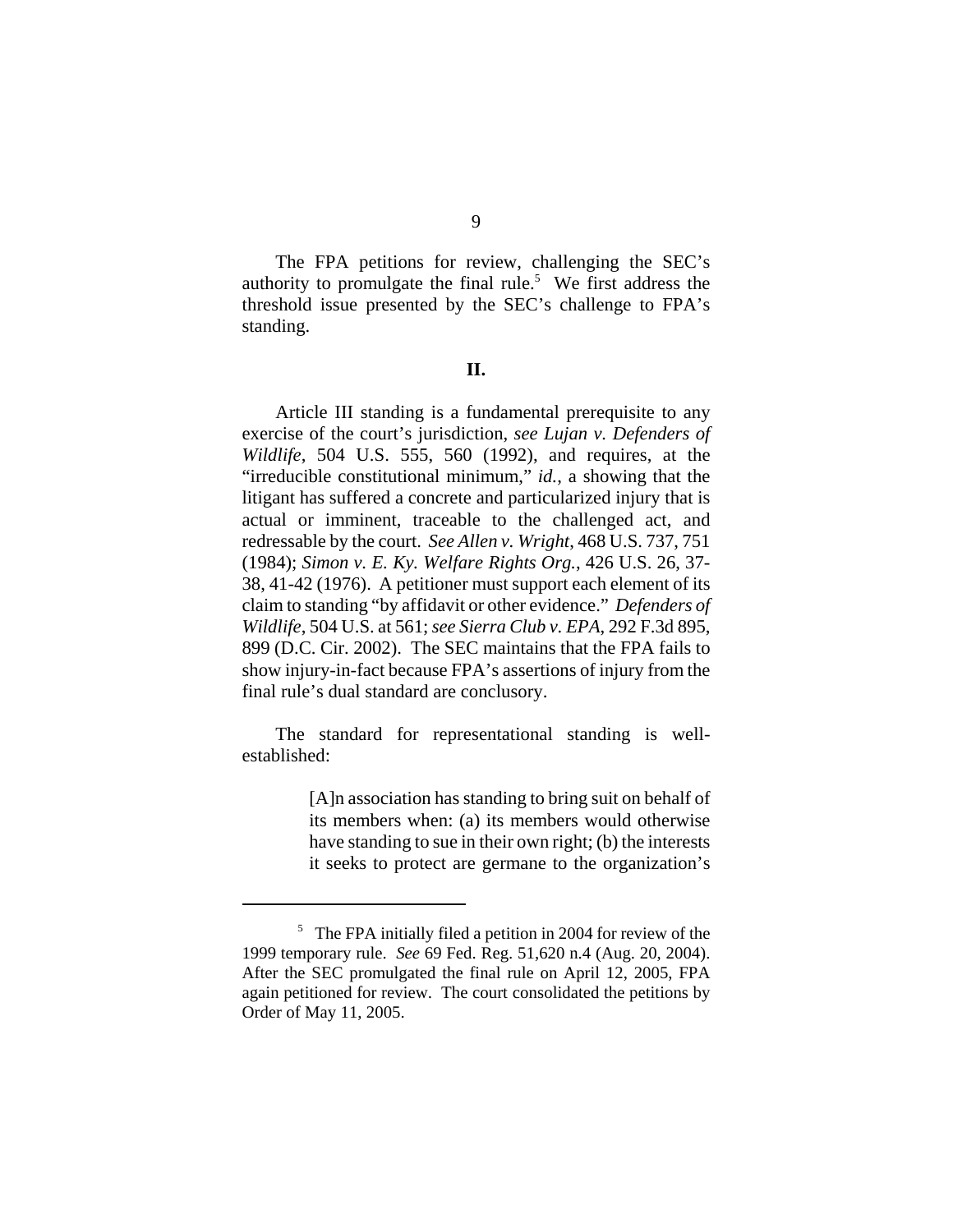The FPA petitions for review, challenging the SEC's authority to promulgate the final rule.[5] We first address the threshold issue presented by the SEC's challenge to FPA's standing.

## II.

Article III standing is a fundamental prerequisite to any exercise of the court's jurisdiction, *see Lujan v. Defenders of Wildlife*, 504 U.S. 555, 560 (1992), and requires, at the "irreducible constitutional minimum," *id.*, a showing that the litigant has suffered a concrete and particularized injury that is actual or imminent, traceable to the challenged act, and redressable by the court. *See Allen v. Wright*, 468 U.S. 737, 751 (1984); *Simon v. E. Ky. Welfare Rights Org.*, 426 U.S. 26, 37-38, 41-42 (1976). A petitioner must support each element of its claim to standing "by affidavit or other evidence." *Defenders of Wildlife*, 504 U.S. at 561; *see Sierra Club v. EPA*, 292 F.3d 895, 899 (D.C. Cir. 2002). The SEC maintains that the FPA fails to show injury-in-fact because FPA's assertions of injury from the final rule's dual standard are conclusory.

The standard for representational standing is well-established:

> [A]n association has standing to bring suit on behalf of its members when: (a) its members would otherwise have standing to sue in their own right; (b) the interests it seeks to protect are germane to the organization's

[5] The FPA initially filed a petition in 2004 for review of the 1999 temporary rule. *See* 69 Fed. Reg. 51,620 n.4 (Aug. 20, 2004). After the SEC promulgated the final rule on April 12, 2005, FPA again petitioned for review. The court consolidated the petitions by Order of May 11, 2005.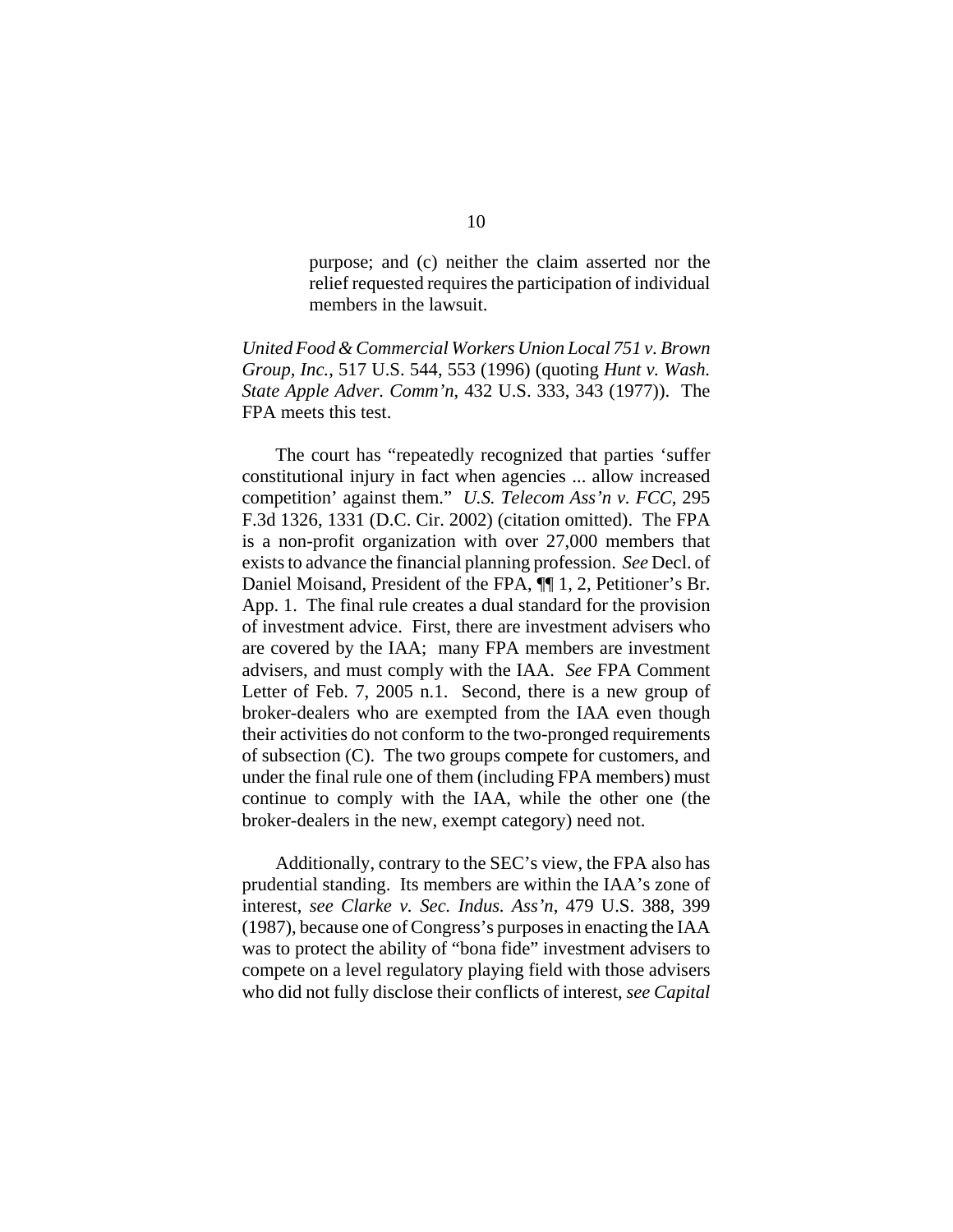> purpose; and (c) neither the claim asserted nor the relief requested requires the participation of individual members in the lawsuit.

*United Food & Commercial Workers Union Local 751 v. Brown Group, Inc.*, 517 U.S. 544, 553 (1996) (quoting *Hunt v. Wash. State Apple Adver. Comm'n*, 432 U.S. 333, 343 (1977)). The FPA meets this test.

The court has "repeatedly recognized that parties 'suffer constitutional injury in fact when agencies ... allow increased competition' against them." *U.S. Telecom Ass'n v. FCC*, 295 F.3d 1326, 1331 (D.C. Cir. 2002) (citation omitted). The FPA is a non-profit organization with over 27,000 members that exists to advance the financial planning profession. *See* Decl. of Daniel Moisand, President of the FPA, ¶¶ 1, 2, Petitioner's Br. App. 1. The final rule creates a dual standard for the provision of investment advice. First, there are investment advisers who are covered by the IAA; many FPA members are investment advisers, and must comply with the IAA. *See* FPA Comment Letter of Feb. 7, 2005 n.1. Second, there is a new group of broker-dealers who are exempted from the IAA even though their activities do not conform to the two-pronged requirements of subsection (C). The two groups compete for customers, and under the final rule one of them (including FPA members) must continue to comply with the IAA, while the other one (the broker-dealers in the new, exempt category) need not.

Additionally, contrary to the SEC's view, the FPA also has prudential standing. Its members are within the IAA's zone of interest, *see Clarke v. Sec. Indus. Ass'n*, 479 U.S. 388, 399 (1987), because one of Congress's purposes in enacting the IAA was to protect the ability of "bona fide" investment advisers to compete on a level regulatory playing field with those advisers who did not fully disclose their conflicts of interest, *see Capital*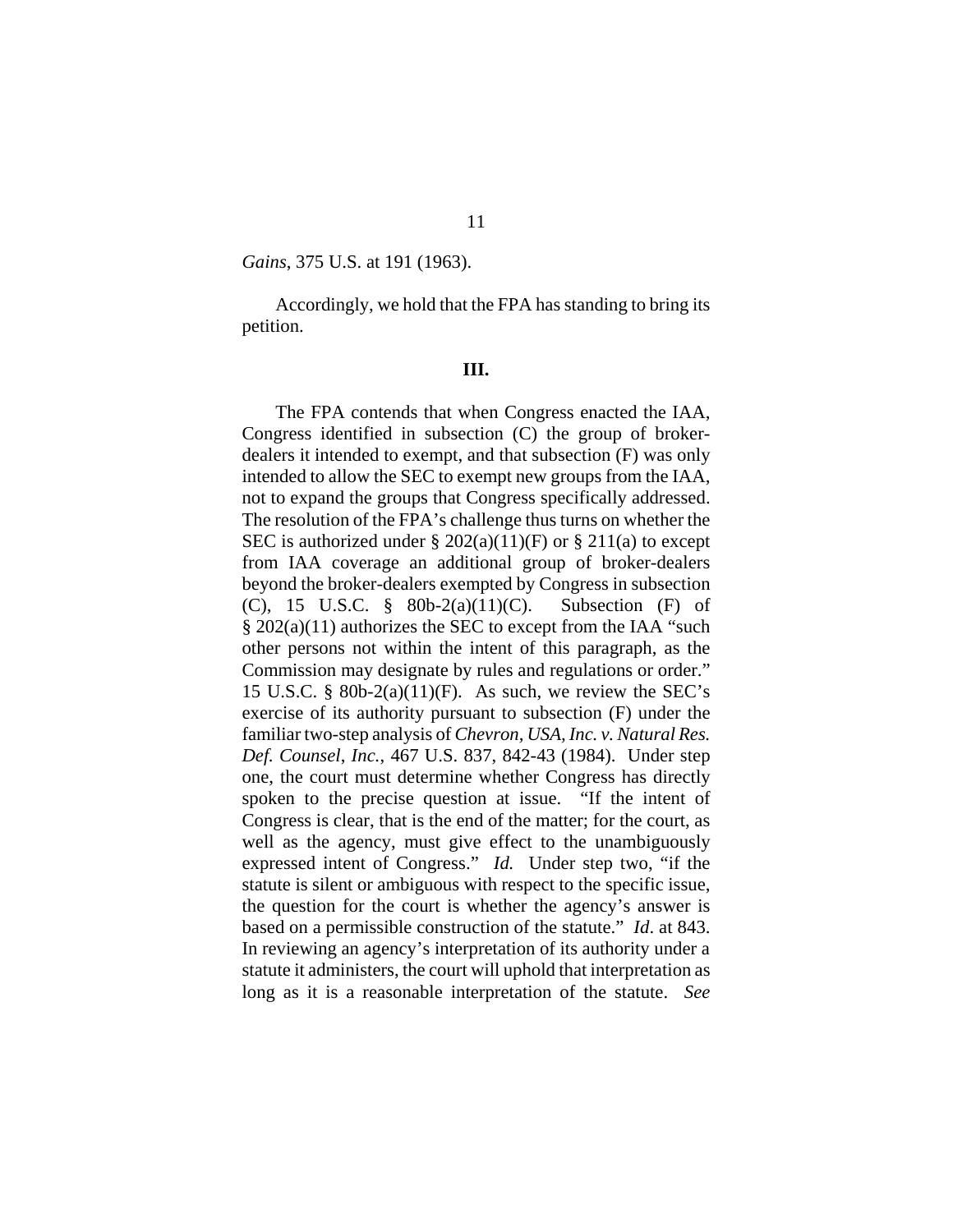*Gains*, 375 U.S. at 191 (1963).

Accordingly, we hold that the FPA has standing to bring its petition.

### III.

The FPA contends that when Congress enacted the IAA, Congress identified in subsection (C) the group of broker-dealers it intended to exempt, and that subsection (F) was only intended to allow the SEC to exempt new groups from the IAA, not to expand the groups that Congress specifically addressed. The resolution of the FPA's challenge thus turns on whether the SEC is authorized under § 202(a)(11)(F) or § 211(a) to except from IAA coverage an additional group of broker-dealers beyond the broker-dealers exempted by Congress in subsection (C), 15 U.S.C. § 80b-2(a)(11)(C). Subsection (F) of § 202(a)(11) authorizes the SEC to except from the IAA "such other persons not within the intent of this paragraph, as the Commission may designate by rules and regulations or order." 15 U.S.C. § 80b-2(a)(11)(F). As such, we review the SEC's exercise of its authority pursuant to subsection (F) under the familiar two-step analysis of *Chevron, USA, Inc. v. Natural Res. Def. Counsel*, *Inc.*, 467 U.S. 837, 842-43 (1984). Under step one, the court must determine whether Congress has directly spoken to the precise question at issue. "If the intent of Congress is clear, that is the end of the matter; for the court, as well as the agency, must give effect to the unambiguously expressed intent of Congress." *Id.* Under step two, "if the statute is silent or ambiguous with respect to the specific issue, the question for the court is whether the agency's answer is based on a permissible construction of the statute." *Id*. at 843. In reviewing an agency's interpretation of its authority under a statute it administers, the court will uphold that interpretation as long as it is a reasonable interpretation of the statute. *See*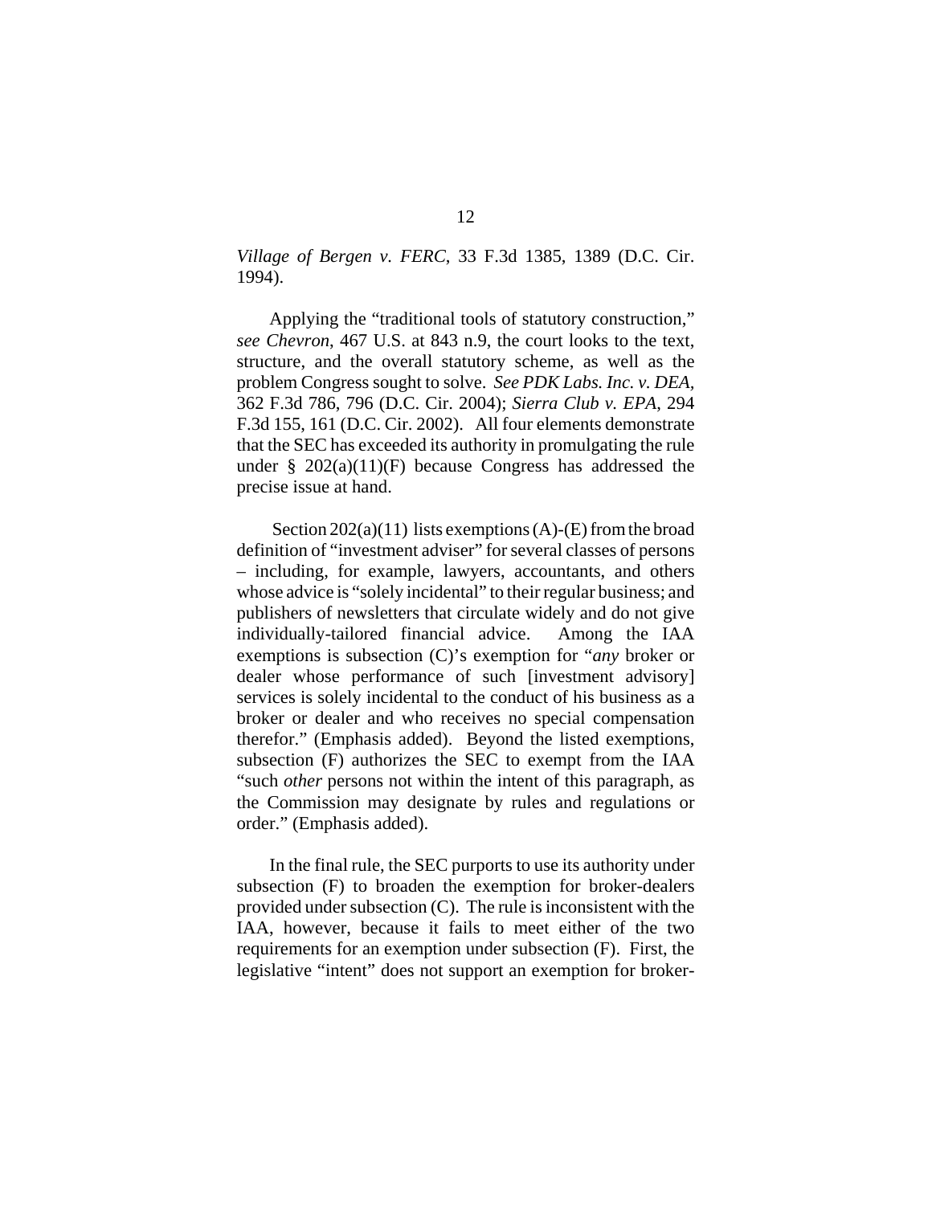*Village of Bergen v. FERC*, 33 F.3d 1385, 1389 (D.C. Cir. 1994).

Applying the "traditional tools of statutory construction," *see Chevron*, 467 U.S. at 843 n.9, the court looks to the text, structure, and the overall statutory scheme, as well as the problem Congress sought to solve. *See PDK Labs. Inc. v. DEA*, 362 F.3d 786, 796 (D.C. Cir. 2004); *Sierra Club v. EPA*, 294 F.3d 155, 161 (D.C. Cir. 2002). All four elements demonstrate that the SEC has exceeded its authority in promulgating the rule under § 202(a)(11)(F) because Congress has addressed the precise issue at hand.

Section 202(a)(11) lists exemptions (A)-(E) from the broad definition of "investment adviser" for several classes of persons – including, for example, lawyers, accountants, and others whose advice is "solely incidental" to their regular business; and publishers of newsletters that circulate widely and do not give individually-tailored financial advice. Among the IAA exemptions is subsection (C)'s exemption for "*any* broker or dealer whose performance of such [investment advisory] services is solely incidental to the conduct of his business as a broker or dealer and who receives no special compensation therefor." (Emphasis added). Beyond the listed exemptions, subsection (F) authorizes the SEC to exempt from the IAA "such *other* persons not within the intent of this paragraph, as the Commission may designate by rules and regulations or order." (Emphasis added).

In the final rule, the SEC purports to use its authority under subsection (F) to broaden the exemption for broker-dealers provided under subsection (C). The rule is inconsistent with the IAA, however, because it fails to meet either of the two requirements for an exemption under subsection (F). First, the legislative "intent" does not support an exemption for broker-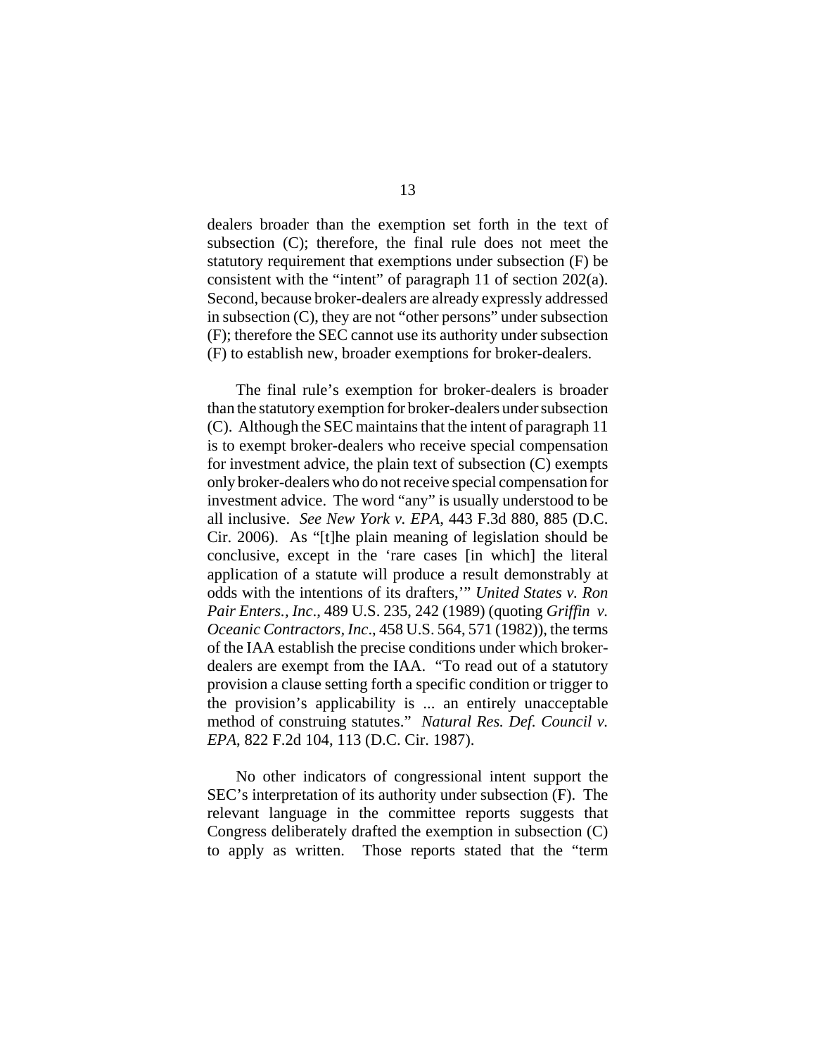dealers broader than the exemption set forth in the text of subsection (C); therefore, the final rule does not meet the statutory requirement that exemptions under subsection (F) be consistent with the "intent" of paragraph 11 of section 202(a). Second, because broker-dealers are already expressly addressed in subsection (C), they are not "other persons" under subsection (F); therefore the SEC cannot use its authority under subsection (F) to establish new, broader exemptions for broker-dealers.

The final rule's exemption for broker-dealers is broader than the statutory exemption for broker-dealers under subsection (C). Although the SEC maintains that the intent of paragraph 11 is to exempt broker-dealers who receive special compensation for investment advice, the plain text of subsection (C) exempts only broker-dealers who do not receive special compensation for investment advice. The word "any" is usually understood to be all inclusive. *See New York v. EPA*, 443 F.3d 880, 885 (D.C. Cir. 2006). As "[t]he plain meaning of legislation should be conclusive, except in the 'rare cases [in which] the literal application of a statute will produce a result demonstrably at odds with the intentions of its drafters,'" *United States v. Ron Pair Enters., Inc*., 489 U.S. 235, 242 (1989) (quoting *Griffin v. Oceanic Contractors, Inc*., 458 U.S. 564, 571 (1982)), the terms of the IAA establish the precise conditions under which broker-dealers are exempt from the IAA. "To read out of a statutory provision a clause setting forth a specific condition or trigger to the provision's applicability is ... an entirely unacceptable method of construing statutes." *Natural Res. Def. Council v. EPA*, 822 F.2d 104, 113 (D.C. Cir. 1987).

No other indicators of congressional intent support the SEC's interpretation of its authority under subsection (F). The relevant language in the committee reports suggests that Congress deliberately drafted the exemption in subsection (C) to apply as written. Those reports stated that the "term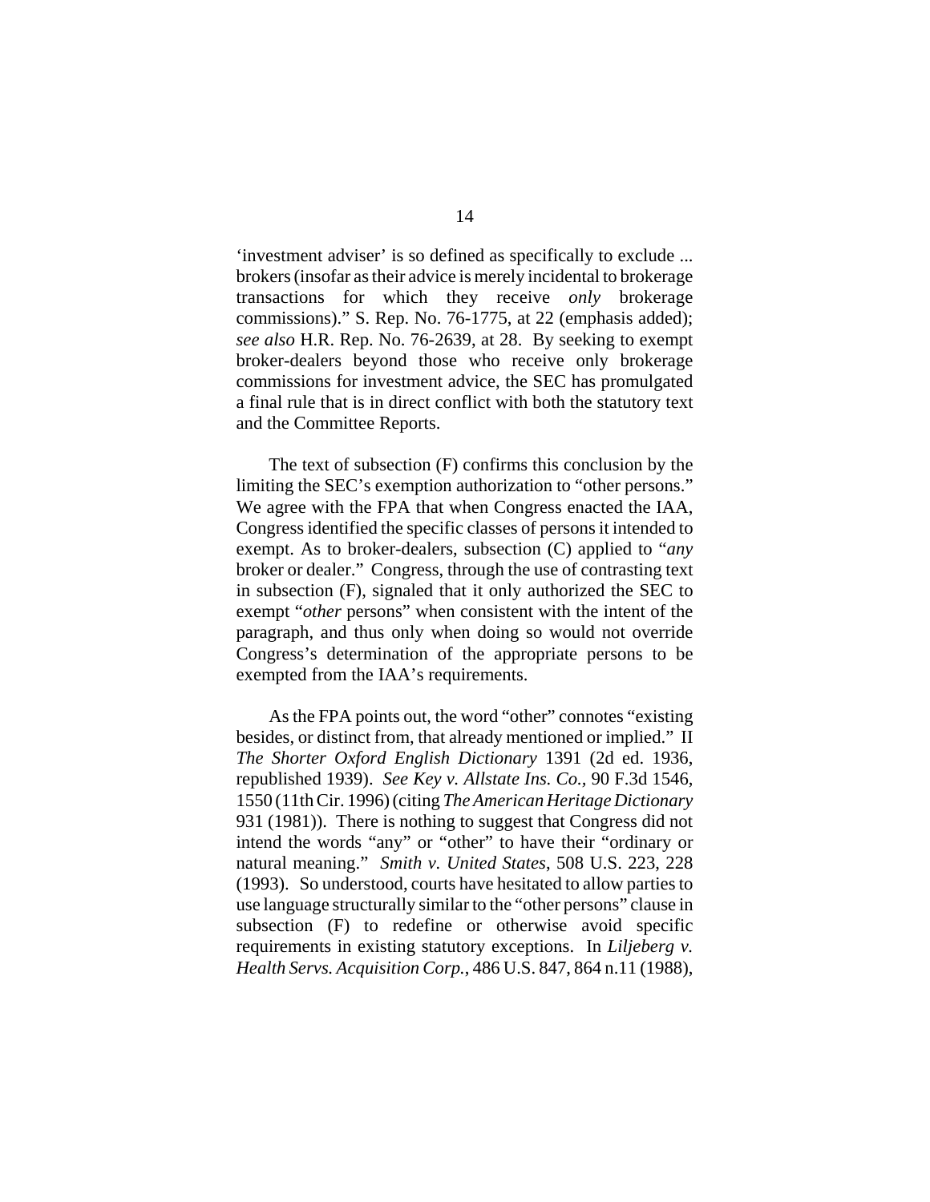'investment adviser' is so defined as specifically to exclude ... brokers (insofar as their advice is merely incidental to brokerage transactions for which they receive *only* brokerage commissions)." S. Rep. No. 76-1775, at 22 (emphasis added); *see also* H.R. Rep. No. 76-2639, at 28. By seeking to exempt broker-dealers beyond those who receive only brokerage commissions for investment advice, the SEC has promulgated a final rule that is in direct conflict with both the statutory text and the Committee Reports.

The text of subsection (F) confirms this conclusion by the limiting the SEC's exemption authorization to "other persons." We agree with the FPA that when Congress enacted the IAA, Congress identified the specific classes of persons it intended to exempt. As to broker-dealers, subsection (C) applied to "*any* broker or dealer." Congress, through the use of contrasting text in subsection (F), signaled that it only authorized the SEC to exempt "*other* persons" when consistent with the intent of the paragraph, and thus only when doing so would not override Congress's determination of the appropriate persons to be exempted from the IAA's requirements.

As the FPA points out, the word "other" connotes "existing besides, or distinct from, that already mentioned or implied." II *The Shorter Oxford English Dictionary* 1391 (2d ed. 1936, republished 1939). *See Key v. Allstate Ins. Co.*, 90 F.3d 1546, 1550 (11th Cir. 1996) (citing *The American Heritage Dictionary* 931 (1981)). There is nothing to suggest that Congress did not intend the words "any" or "other" to have their "ordinary or natural meaning." *Smith v. United States*, 508 U.S. 223, 228 (1993). So understood, courts have hesitated to allow parties to use language structurally similar to the "other persons" clause in subsection (F) to redefine or otherwise avoid specific requirements in existing statutory exceptions. In *Liljeberg v. Health Servs. Acquisition Corp.*, 486 U.S. 847, 864 n.11 (1988),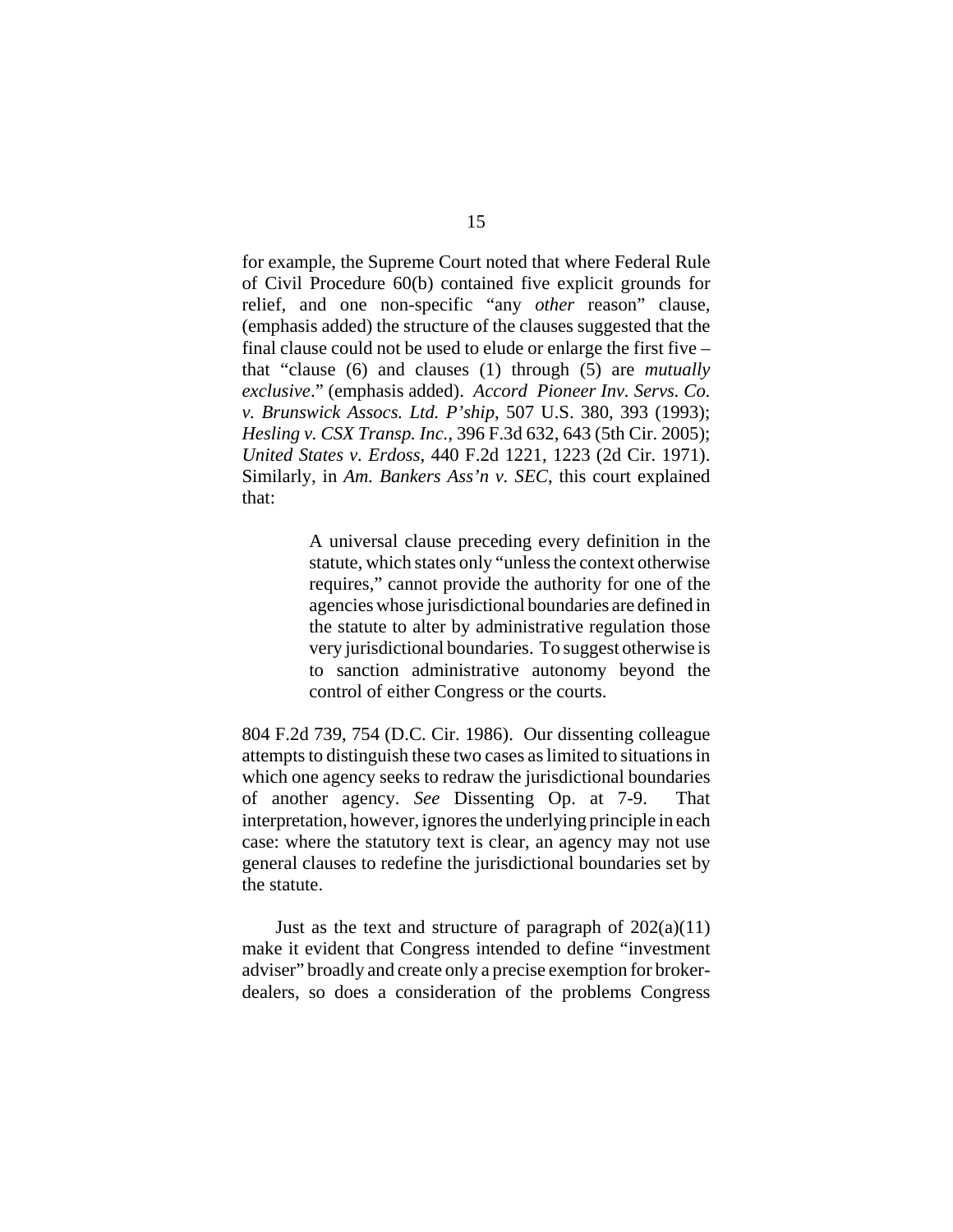for example, the Supreme Court noted that where Federal Rule of Civil Procedure 60(b) contained five explicit grounds for relief, and one non-specific "any *other* reason" clause, (emphasis added) the structure of the clauses suggested that the final clause could not be used to elude or enlarge the first five – that "clause (6) and clauses (1) through (5) are *mutually exclusive*." (emphasis added). *Accord Pioneer Inv. Servs. Co. v. Brunswick Assocs. Ltd. P'ship*, 507 U.S. 380, 393 (1993); *Hesling v. CSX Transp. Inc.*, 396 F.3d 632, 643 (5th Cir. 2005); *United States v. Erdoss*, 440 F.2d 1221, 1223 (2d Cir. 1971). Similarly, in *Am. Bankers Ass'n v. SEC*, this court explained that:

> A universal clause preceding every definition in the statute, which states only "unless the context otherwise requires," cannot provide the authority for one of the agencies whose jurisdictional boundaries are defined in the statute to alter by administrative regulation those very jurisdictional boundaries. To suggest otherwise is to sanction administrative autonomy beyond the control of either Congress or the courts.

804 F.2d 739, 754 (D.C. Cir. 1986). Our dissenting colleague attempts to distinguish these two cases as limited to situations in which one agency seeks to redraw the jurisdictional boundaries of another agency. *See* Dissenting Op. at 7-9. That interpretation, however, ignores the underlying principle in each case: where the statutory text is clear, an agency may not use general clauses to redefine the jurisdictional boundaries set by the statute.

Just as the text and structure of paragraph of 202(a)(11) make it evident that Congress intended to define "investment adviser" broadly and create only a precise exemption for broker-dealers, so does a consideration of the problems Congress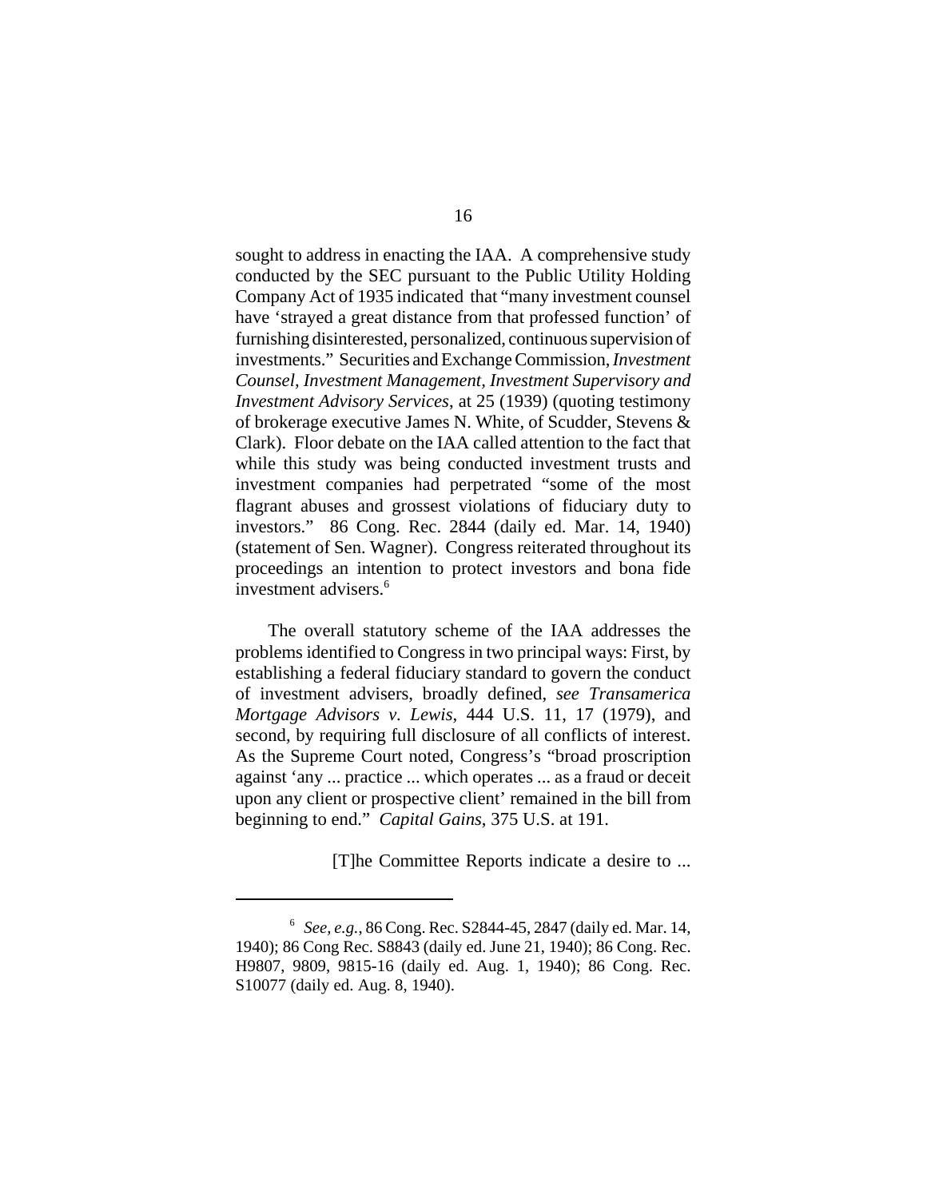sought to address in enacting the IAA. A comprehensive study conducted by the SEC pursuant to the Public Utility Holding Company Act of 1935 indicated that "many investment counsel have 'strayed a great distance from that professed function' of furnishing disinterested, personalized, continuous supervision of investments." Securities and Exchange Commission, *Investment Counsel, Investment Management, Investment Supervisory and Investment Advisory Services*, at 25 (1939) (quoting testimony of brokerage executive James N. White, of Scudder, Stevens & Clark). Floor debate on the IAA called attention to the fact that while this study was being conducted investment trusts and investment companies had perpetrated "some of the most flagrant abuses and grossest violations of fiduciary duty to investors." 86 Cong. Rec. 2844 (daily ed. Mar. 14, 1940) (statement of Sen. Wagner). Congress reiterated throughout its proceedings an intention to protect investors and bona fide investment advisers.[6]

The overall statutory scheme of the IAA addresses the problems identified to Congress in two principal ways: First, by establishing a federal fiduciary standard to govern the conduct of investment advisers, broadly defined, *see Transamerica Mortgage Advisors v. Lewis*, 444 U.S. 11, 17 (1979), and second, by requiring full disclosure of all conflicts of interest. As the Supreme Court noted, Congress's "broad proscription against 'any ... practice ... which operates ... as a fraud or deceit upon any client or prospective client' remained in the bill from beginning to end." *Capital Gains*, 375 U.S. at 191.

[T]he Committee Reports indicate a desire to ...

---

[6] *See, e.g.*, 86 Cong. Rec. S2844-45, 2847 (daily ed. Mar. 14, 1940); 86 Cong Rec. S8843 (daily ed. June 21, 1940); 86 Cong. Rec. H9807, 9809, 9815-16 (daily ed. Aug. 1, 1940); 86 Cong. Rec. S10077 (daily ed. Aug. 8, 1940).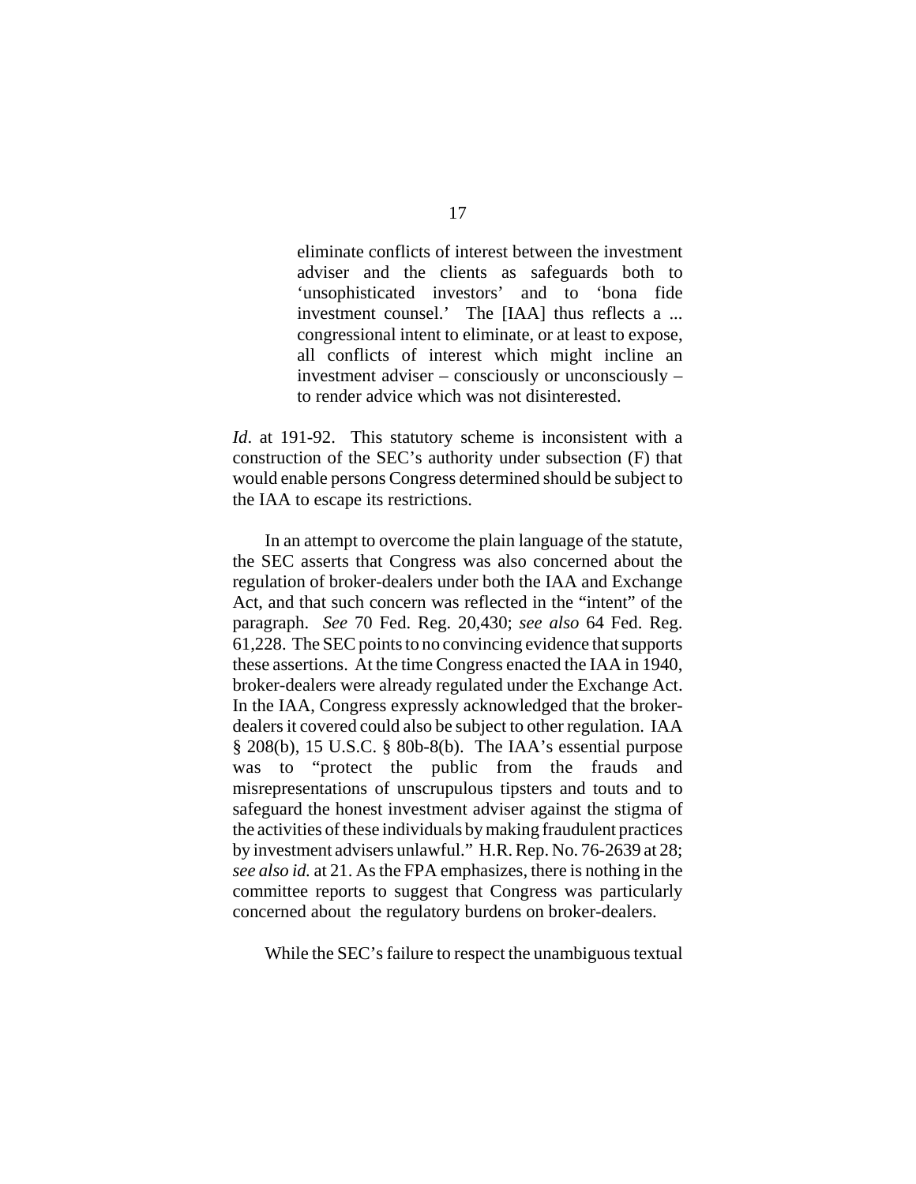> eliminate conflicts of interest between the investment adviser and the clients as safeguards both to 'unsophisticated investors' and to 'bona fide investment counsel.' The [IAA] thus reflects a ... congressional intent to eliminate, or at least to expose, all conflicts of interest which might incline an investment adviser – consciously or unconsciously – to render advice which was not disinterested.

*Id*. at 191-92. This statutory scheme is inconsistent with a construction of the SEC's authority under subsection (F) that would enable persons Congress determined should be subject to the IAA to escape its restrictions.

In an attempt to overcome the plain language of the statute, the SEC asserts that Congress was also concerned about the regulation of broker-dealers under both the IAA and Exchange Act, and that such concern was reflected in the "intent" of the paragraph. *See* 70 Fed. Reg. 20,430; *see also* 64 Fed. Reg. 61,228. The SEC points to no convincing evidence that supports these assertions. At the time Congress enacted the IAA in 1940, broker-dealers were already regulated under the Exchange Act. In the IAA, Congress expressly acknowledged that the broker-dealers it covered could also be subject to other regulation. IAA § 208(b), 15 U.S.C. § 80b-8(b). The IAA's essential purpose was to "protect the public from the frauds and misrepresentations of unscrupulous tipsters and touts and to safeguard the honest investment adviser against the stigma of the activities of these individuals by making fraudulent practices by investment advisers unlawful." H.R. Rep. No. 76-2639 at 28; *see also id.* at 21. As the FPA emphasizes, there is nothing in the committee reports to suggest that Congress was particularly concerned about the regulatory burdens on broker-dealers.

While the SEC's failure to respect the unambiguous textual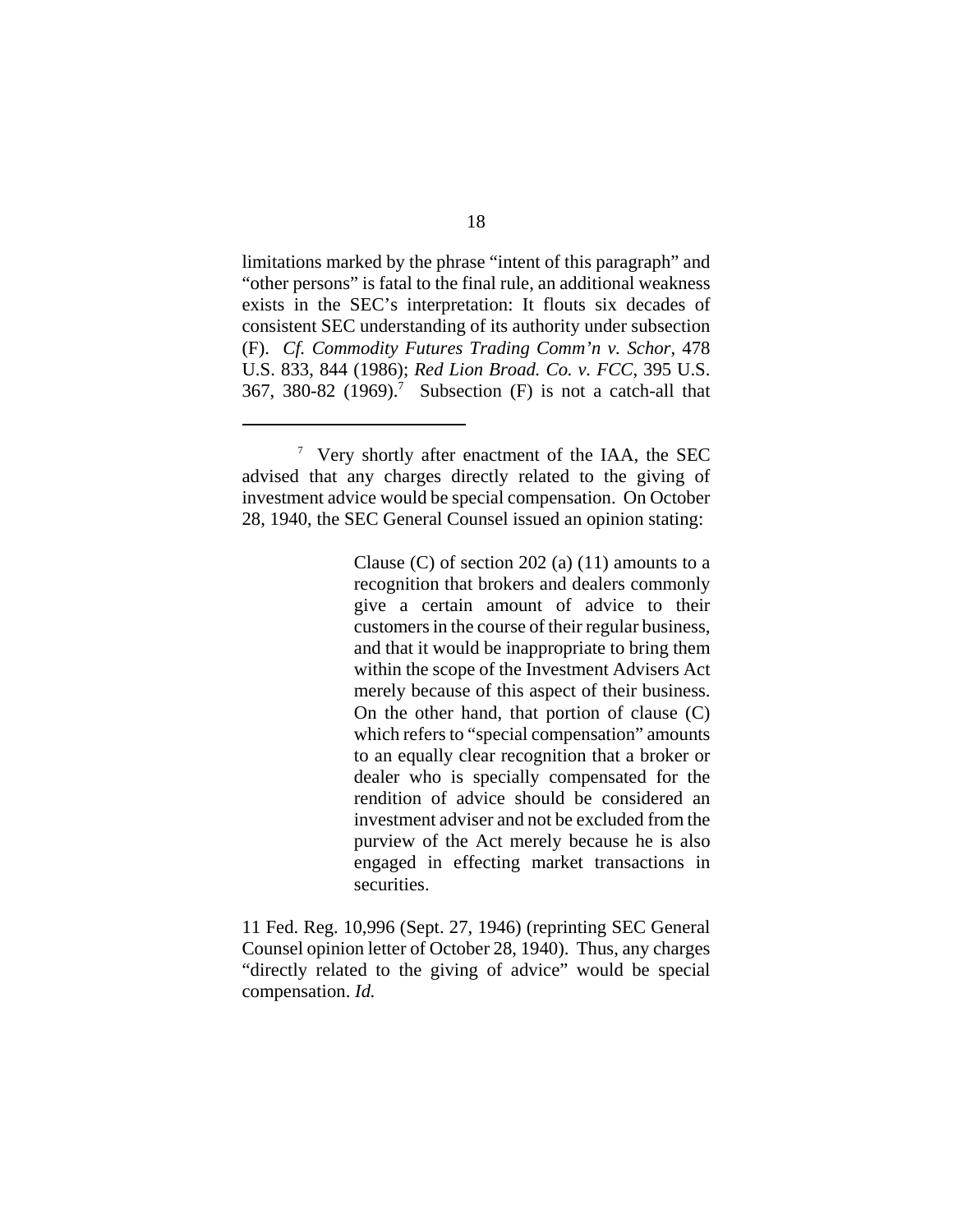limitations marked by the phrase "intent of this paragraph" and "other persons" is fatal to the final rule, an additional weakness exists in the SEC's interpretation: It flouts six decades of consistent SEC understanding of its authority under subsection (F). *Cf. Commodity Futures Trading Comm'n v. Schor*, 478 U.S. 833, 844 (1986); *Red Lion Broad. Co. v. FCC*, 395 U.S. 367, 380-82 (1969).[7] Subsection (F) is not a catch-all that

---

[7] Very shortly after enactment of the IAA, the SEC advised that any charges directly related to the giving of investment advice would be special compensation. On October 28, 1940, the SEC General Counsel issued an opinion stating:

> Clause (C) of section 202 (a) (11) amounts to a recognition that brokers and dealers commonly give a certain amount of advice to their customers in the course of their regular business, and that it would be inappropriate to bring them within the scope of the Investment Advisers Act merely because of this aspect of their business. On the other hand, that portion of clause (C) which refers to "special compensation" amounts to an equally clear recognition that a broker or dealer who is specially compensated for the rendition of advice should be considered an investment adviser and not be excluded from the purview of the Act merely because he is also engaged in effecting market transactions in securities.

11 Fed. Reg. 10,996 (Sept. 27, 1946) (reprinting SEC General Counsel opinion letter of October 28, 1940). Thus, any charges "directly related to the giving of advice" would be special compensation. *Id.*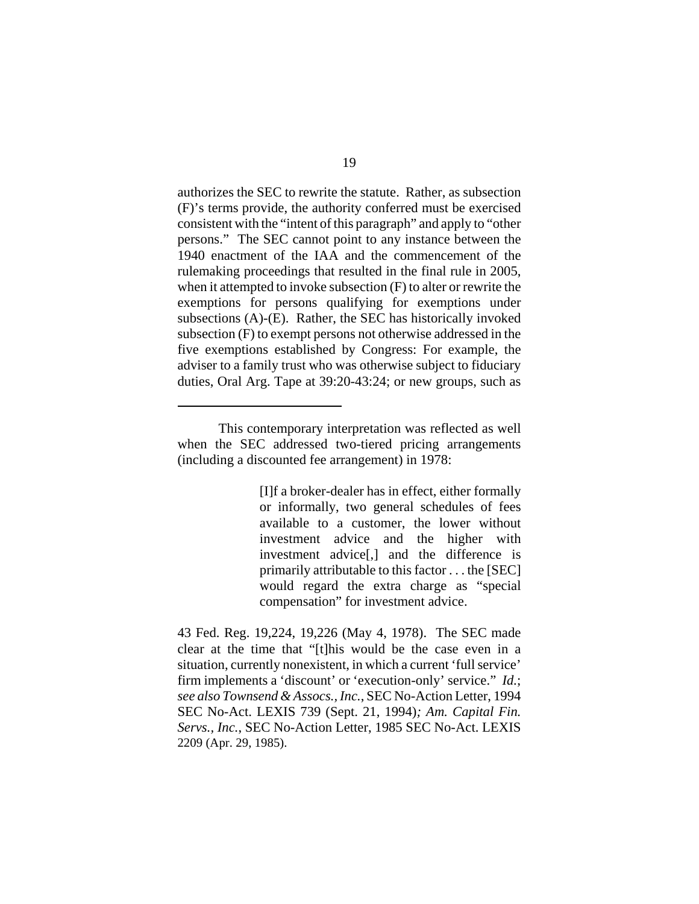authorizes the SEC to rewrite the statute. Rather, as subsection (F)'s terms provide, the authority conferred must be exercised consistent with the "intent of this paragraph" and apply to "other persons." The SEC cannot point to any instance between the 1940 enactment of the IAA and the commencement of the rulemaking proceedings that resulted in the final rule in 2005, when it attempted to invoke subsection (F) to alter or rewrite the exemptions for persons qualifying for exemptions under subsections (A)-(E). Rather, the SEC has historically invoked subsection (F) to exempt persons not otherwise addressed in the five exemptions established by Congress: For example, the adviser to a family trust who was otherwise subject to fiduciary duties, Oral Arg. Tape at 39:20-43:24; or new groups, such as

---

This contemporary interpretation was reflected as well when the SEC addressed two-tiered pricing arrangements (including a discounted fee arrangement) in 1978:

> [I]f a broker-dealer has in effect, either formally or informally, two general schedules of fees available to a customer, the lower without investment advice and the higher with investment advice[,] and the difference is primarily attributable to this factor . . . the [SEC] would regard the extra charge as "special compensation" for investment advice.

43 Fed. Reg. 19,224, 19,226 (May 4, 1978). The SEC made clear at the time that "[t]his would be the case even in a situation, currently nonexistent, in which a current 'full service' firm implements a 'discount' or 'execution-only' service." *Id.*; *see also Townsend & Assocs., Inc.*, SEC No-Action Letter, 1994 SEC No-Act. LEXIS 739 (Sept. 21, 1994)*; Am. Capital Fin. Servs., Inc.*, SEC No-Action Letter, 1985 SEC No-Act. LEXIS 2209 (Apr. 29, 1985).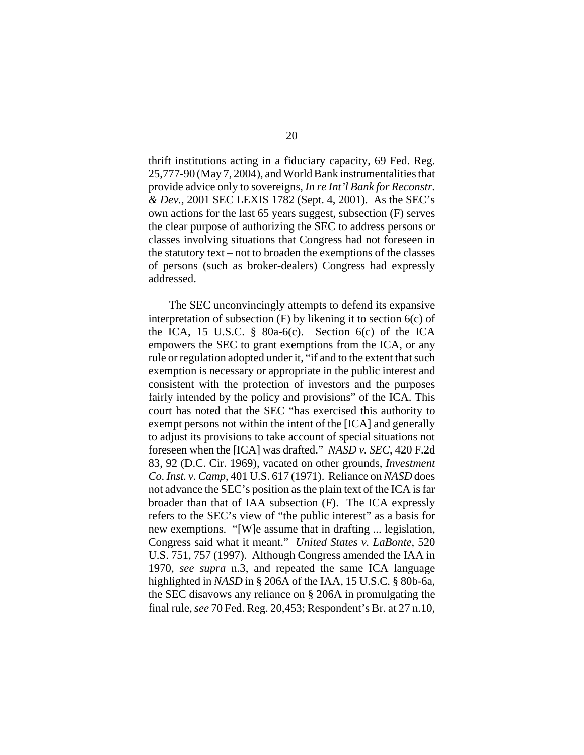thrift institutions acting in a fiduciary capacity, 69 Fed. Reg. 25,777-90 (May 7, 2004), and World Bank instrumentalities that provide advice only to sovereigns, *In re Int'l Bank for Reconstr. & Dev.*, 2001 SEC LEXIS 1782 (Sept. 4, 2001). As the SEC's own actions for the last 65 years suggest, subsection (F) serves the clear purpose of authorizing the SEC to address persons or classes involving situations that Congress had not foreseen in the statutory text – not to broaden the exemptions of the classes of persons (such as broker-dealers) Congress had expressly addressed.

The SEC unconvincingly attempts to defend its expansive interpretation of subsection (F) by likening it to section 6(c) of the ICA, 15 U.S.C. § 80a-6(c). Section 6(c) of the ICA empowers the SEC to grant exemptions from the ICA, or any rule or regulation adopted under it, "if and to the extent that such exemption is necessary or appropriate in the public interest and consistent with the protection of investors and the purposes fairly intended by the policy and provisions" of the ICA. This court has noted that the SEC "has exercised this authority to exempt persons not within the intent of the [ICA] and generally to adjust its provisions to take account of special situations not foreseen when the [ICA] was drafted." *NASD v. SEC*, 420 F.2d 83, 92 (D.C. Cir. 1969), vacated on other grounds, *Investment Co. Inst. v. Camp*, 401 U.S. 617 (1971). Reliance on *NASD* does not advance the SEC's position as the plain text of the ICA is far broader than that of IAA subsection (F). The ICA expressly refers to the SEC's view of "the public interest" as a basis for new exemptions. "[W]e assume that in drafting ... legislation, Congress said what it meant." *United States v. LaBonte*, 520 U.S. 751, 757 (1997). Although Congress amended the IAA in 1970, *see supra* n.3, and repeated the same ICA language highlighted in *NASD* in § 206A of the IAA, 15 U.S.C. § 80b-6a, the SEC disavows any reliance on § 206A in promulgating the final rule, *see* 70 Fed. Reg. 20,453; Respondent's Br. at 27 n.10,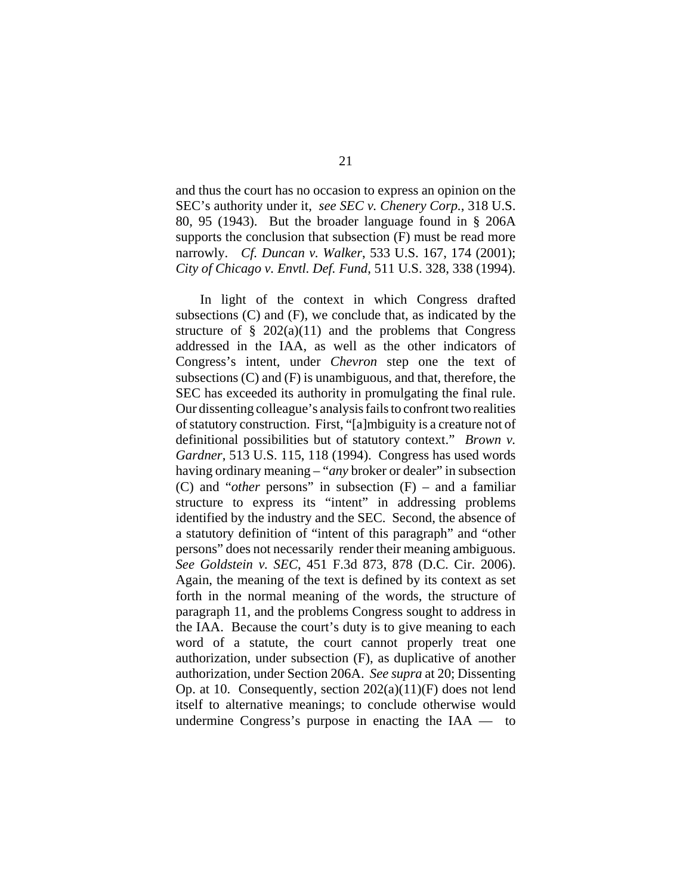and thus the court has no occasion to express an opinion on the SEC's authority under it, *see SEC v. Chenery Corp.*, 318 U.S. 80, 95 (1943). But the broader language found in § 206A supports the conclusion that subsection (F) must be read more narrowly. *Cf. Duncan v. Walker*, 533 U.S. 167, 174 (2001); *City of Chicago v. Envtl. Def. Fund*, 511 U.S. 328, 338 (1994).

In light of the context in which Congress drafted subsections (C) and (F), we conclude that, as indicated by the structure of § 202(a)(11) and the problems that Congress addressed in the IAA, as well as the other indicators of Congress's intent, under *Chevron* step one the text of subsections (C) and (F) is unambiguous, and that, therefore, the SEC has exceeded its authority in promulgating the final rule. Our dissenting colleague's analysis fails to confront two realities of statutory construction. First, "[a]mbiguity is a creature not of definitional possibilities but of statutory context." *Brown v. Gardner*, 513 U.S. 115, 118 (1994). Congress has used words having ordinary meaning – "*any* broker or dealer" in subsection (C) and "*other* persons" in subsection (F) – and a familiar structure to express its "intent" in addressing problems identified by the industry and the SEC. Second, the absence of a statutory definition of "intent of this paragraph" and "other persons" does not necessarily render their meaning ambiguous. *See Goldstein v. SEC*, 451 F.3d 873, 878 (D.C. Cir. 2006). Again, the meaning of the text is defined by its context as set forth in the normal meaning of the words, the structure of paragraph 11, and the problems Congress sought to address in the IAA. Because the court's duty is to give meaning to each word of a statute, the court cannot properly treat one authorization, under subsection (F), as duplicative of another authorization, under Section 206A. *See supra* at 20; Dissenting Op. at 10. Consequently, section 202(a)(11)(F) does not lend itself to alternative meanings; to conclude otherwise would undermine Congress's purpose in enacting the IAA — to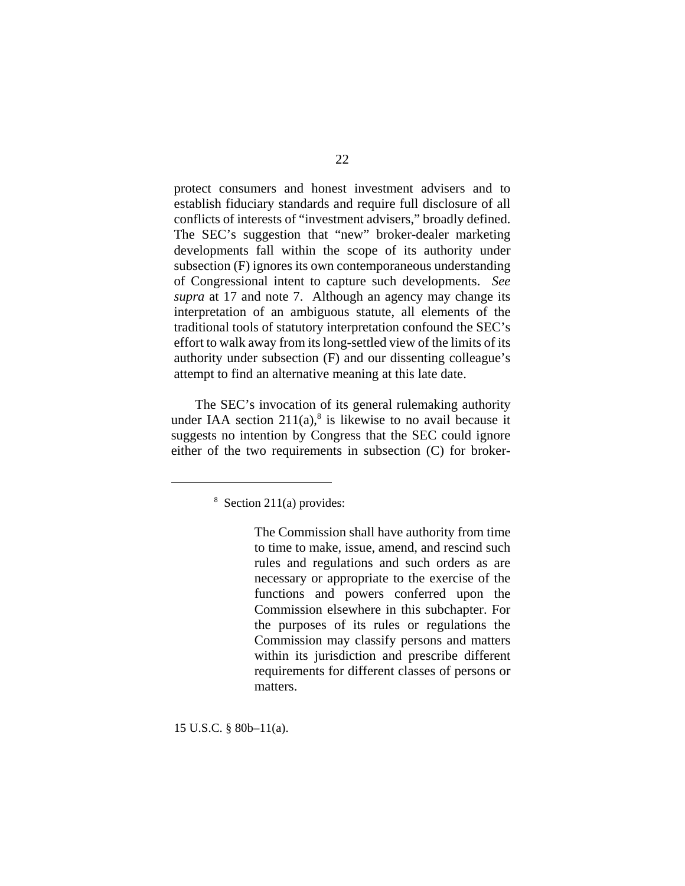protect consumers and honest investment advisers and to establish fiduciary standards and require full disclosure of all conflicts of interests of "investment advisers," broadly defined. The SEC's suggestion that "new" broker-dealer marketing developments fall within the scope of its authority under subsection (F) ignores its own contemporaneous understanding of Congressional intent to capture such developments. *See supra* at 17 and note 7. Although an agency may change its interpretation of an ambiguous statute, all elements of the traditional tools of statutory interpretation confound the SEC's effort to walk away from its long-settled view of the limits of its authority under subsection (F) and our dissenting colleague's attempt to find an alternative meaning at this late date.

The SEC's invocation of its general rulemaking authority under IAA section 211(a),[8] is likewise to no avail because it suggests no intention by Congress that the SEC could ignore either of the two requirements in subsection (C) for broker-

---

[8] Section 211(a) provides:

> The Commission shall have authority from time to time to make, issue, amend, and rescind such rules and regulations and such orders as are necessary or appropriate to the exercise of the functions and powers conferred upon the Commission elsewhere in this subchapter. For the purposes of its rules or regulations the Commission may classify persons and matters within its jurisdiction and prescribe different requirements for different classes of persons or matters.

15 U.S.C. § 80b–11(a).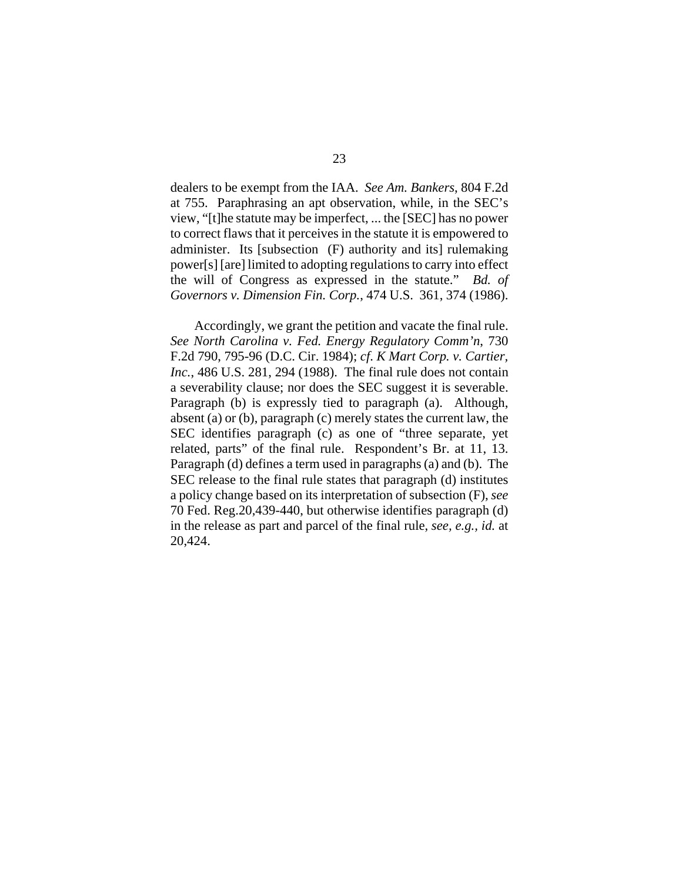dealers to be exempt from the IAA. *See Am. Bankers*, 804 F.2d at 755. Paraphrasing an apt observation, while, in the SEC's view, "[t]he statute may be imperfect, ... the [SEC] has no power to correct flaws that it perceives in the statute it is empowered to administer. Its [subsection (F) authority and its] rulemaking power[s] [are] limited to adopting regulations to carry into effect the will of Congress as expressed in the statute." *Bd. of Governors v. Dimension Fin. Corp.*, 474 U.S. 361, 374 (1986).

Accordingly, we grant the petition and vacate the final rule. *See North Carolina v. Fed. Energy Regulatory Comm'n*, 730 F.2d 790, 795-96 (D.C. Cir. 1984); *cf. K Mart Corp. v. Cartier, Inc.*, 486 U.S. 281, 294 (1988). The final rule does not contain a severability clause; nor does the SEC suggest it is severable. Paragraph (b) is expressly tied to paragraph (a). Although, absent (a) or (b), paragraph (c) merely states the current law, the SEC identifies paragraph (c) as one of "three separate, yet related, parts" of the final rule. Respondent's Br. at 11, 13. Paragraph (d) defines a term used in paragraphs (a) and (b). The SEC release to the final rule states that paragraph (d) institutes a policy change based on its interpretation of subsection (F), *see* 70 Fed. Reg.20,439-440, but otherwise identifies paragraph (d) in the release as part and parcel of the final rule, *see, e.g.*, *id.* at 20,424.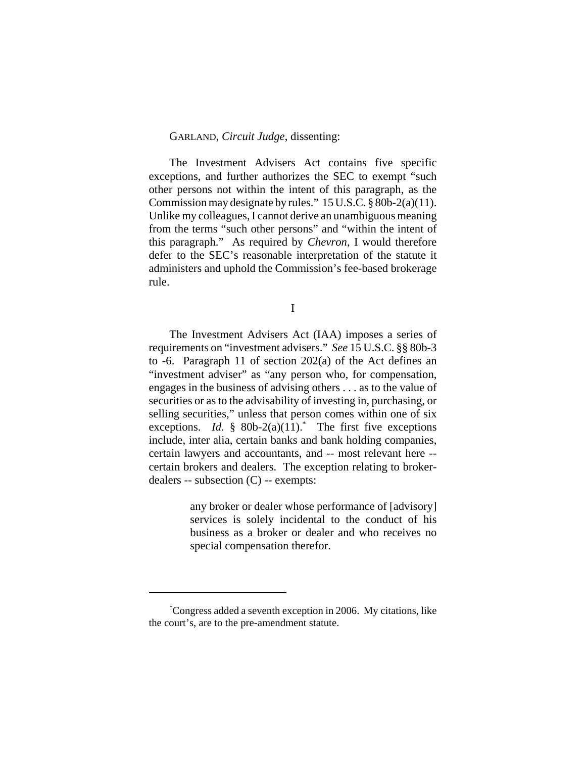GARLAND, *Circuit Judge*, dissenting:

The Investment Advisers Act contains five specific exceptions, and further authorizes the SEC to exempt "such other persons not within the intent of this paragraph, as the Commission may designate by rules." 15 U.S.C. § 80b-2(a)(11). Unlike my colleagues, I cannot derive an unambiguous meaning from the terms "such other persons" and "within the intent of this paragraph." As required by *Chevron*, I would therefore defer to the SEC's reasonable interpretation of the statute it administers and uphold the Commission's fee-based brokerage rule.

I

The Investment Advisers Act (IAA) imposes a series of requirements on "investment advisers." *See* 15 U.S.C. §§ 80b-3 to -6. Paragraph 11 of section 202(a) of the Act defines an "investment adviser" as "any person who, for compensation, engages in the business of advising others . . . as to the value of securities or as to the advisability of investing in, purchasing, or selling securities," unless that person comes within one of six exceptions. *Id.* § 80b-2(a)(11).[*] The first five exceptions include, inter alia, certain banks and bank holding companies, certain lawyers and accountants, and -- most relevant here -- certain brokers and dealers. The exception relating to broker-dealers -- subsection (C) -- exempts:

> any broker or dealer whose performance of [advisory] services is solely incidental to the conduct of his business as a broker or dealer and who receives no special compensation therefor.

---

[*] Congress added a seventh exception in 2006. My citations, like the court's, are to the pre-amendment statute.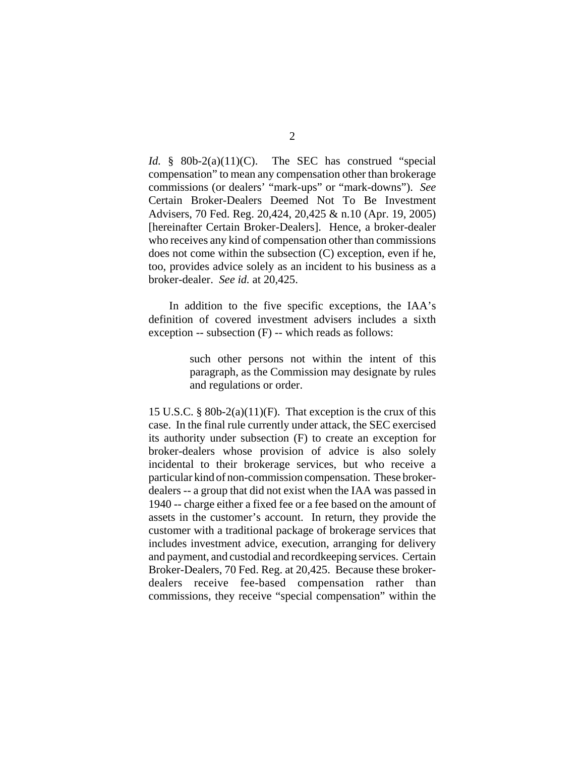*Id.* § 80b-2(a)(11)(C). The SEC has construed "special compensation" to mean any compensation other than brokerage commissions (or dealers' "mark-ups" or "mark-downs"). *See* Certain Broker-Dealers Deemed Not To Be Investment Advisers, 70 Fed. Reg. 20,424, 20,425 & n.10 (Apr. 19, 2005) [hereinafter Certain Broker-Dealers]. Hence, a broker-dealer who receives any kind of compensation other than commissions does not come within the subsection (C) exception, even if he, too, provides advice solely as an incident to his business as a broker-dealer. *See id.* at 20,425.

In addition to the five specific exceptions, the IAA's definition of covered investment advisers includes a sixth exception -- subsection (F) -- which reads as follows:

> such other persons not within the intent of this paragraph, as the Commission may designate by rules and regulations or order.

15 U.S.C. § 80b-2(a)(11)(F). That exception is the crux of this case. In the final rule currently under attack, the SEC exercised its authority under subsection (F) to create an exception for broker-dealers whose provision of advice is also solely incidental to their brokerage services, but who receive a particular kind of non-commission compensation. These broker-dealers -- a group that did not exist when the IAA was passed in 1940 -- charge either a fixed fee or a fee based on the amount of assets in the customer's account. In return, they provide the customer with a traditional package of brokerage services that includes investment advice, execution, arranging for delivery and payment, and custodial and recordkeeping services. Certain Broker-Dealers, 70 Fed. Reg. at 20,425. Because these broker-dealers receive fee-based compensation rather than commissions, they receive "special compensation" within the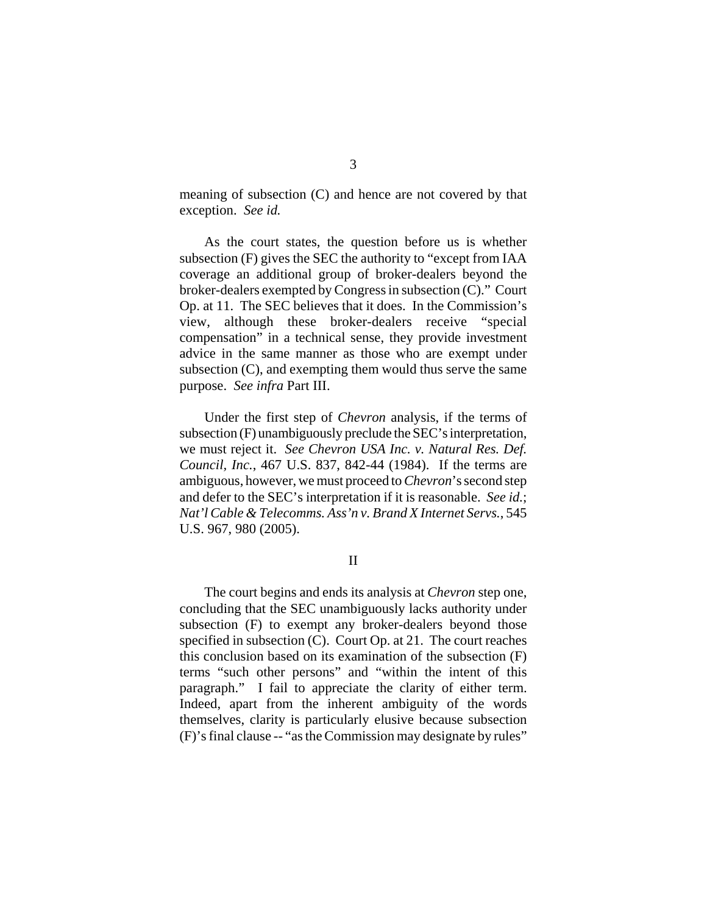meaning of subsection (C) and hence are not covered by that exception. *See id.*

As the court states, the question before us is whether subsection (F) gives the SEC the authority to "except from IAA coverage an additional group of broker-dealers beyond the broker-dealers exempted by Congress in subsection (C)." Court Op. at 11. The SEC believes that it does. In the Commission's view, although these broker-dealers receive "special compensation" in a technical sense, they provide investment advice in the same manner as those who are exempt under subsection (C), and exempting them would thus serve the same purpose. *See infra* Part III.

Under the first step of *Chevron* analysis, if the terms of subsection (F) unambiguously preclude the SEC's interpretation, we must reject it. *See Chevron USA Inc. v. Natural Res. Def. Council, Inc.*, 467 U.S. 837, 842-44 (1984). If the terms are ambiguous, however, we must proceed to *Chevron*'s second step and defer to the SEC's interpretation if it is reasonable. *See id.*; *Nat'l Cable & Telecomms. Ass'n v. Brand X Internet Servs.*, 545 U.S. 967, 980 (2005).

## II

The court begins and ends its analysis at *Chevron* step one, concluding that the SEC unambiguously lacks authority under subsection (F) to exempt any broker-dealers beyond those specified in subsection (C). Court Op. at 21. The court reaches this conclusion based on its examination of the subsection (F) terms "such other persons" and "within the intent of this paragraph." I fail to appreciate the clarity of either term. Indeed, apart from the inherent ambiguity of the words themselves, clarity is particularly elusive because subsection (F)'s final clause -- "as the Commission may designate by rules"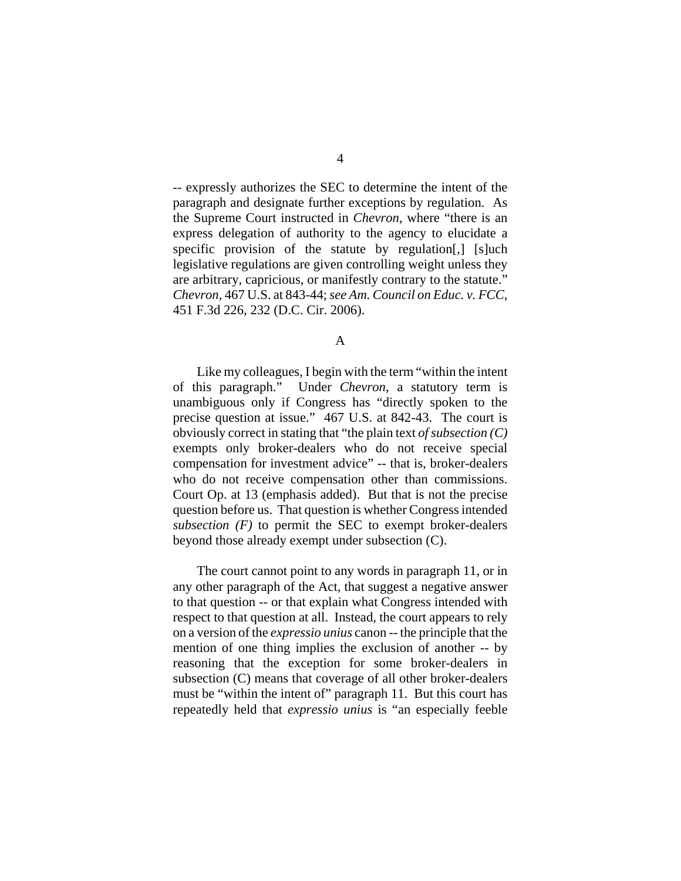-- expressly authorizes the SEC to determine the intent of the paragraph and designate further exceptions by regulation. As the Supreme Court instructed in *Chevron*, where "there is an express delegation of authority to the agency to elucidate a specific provision of the statute by regulation[,] [s]uch legislative regulations are given controlling weight unless they are arbitrary, capricious, or manifestly contrary to the statute." *Chevron*, 467 U.S. at 843-44; *see Am. Council on Educ. v. FCC*, 451 F.3d 226, 232 (D.C. Cir. 2006).

A

Like my colleagues, I begin with the term "within the intent of this paragraph." Under *Chevron*, a statutory term is unambiguous only if Congress has "directly spoken to the precise question at issue." 467 U.S. at 842-43. The court is obviously correct in stating that "the plain text *of subsection (C)* exempts only broker-dealers who do not receive special compensation for investment advice" -- that is, broker-dealers who do not receive compensation other than commissions. Court Op. at 13 (emphasis added). But that is not the precise question before us. That question is whether Congress intended *subsection (F)* to permit the SEC to exempt broker-dealers beyond those already exempt under subsection (C).

The court cannot point to any words in paragraph 11, or in any other paragraph of the Act, that suggest a negative answer to that question -- or that explain what Congress intended with respect to that question at all. Instead, the court appears to rely on a version of the *expressio unius* canon -- the principle that the mention of one thing implies the exclusion of another -- by reasoning that the exception for some broker-dealers in subsection (C) means that coverage of all other broker-dealers must be "within the intent of" paragraph 11. But this court has repeatedly held that *expressio unius* is "an especially feeble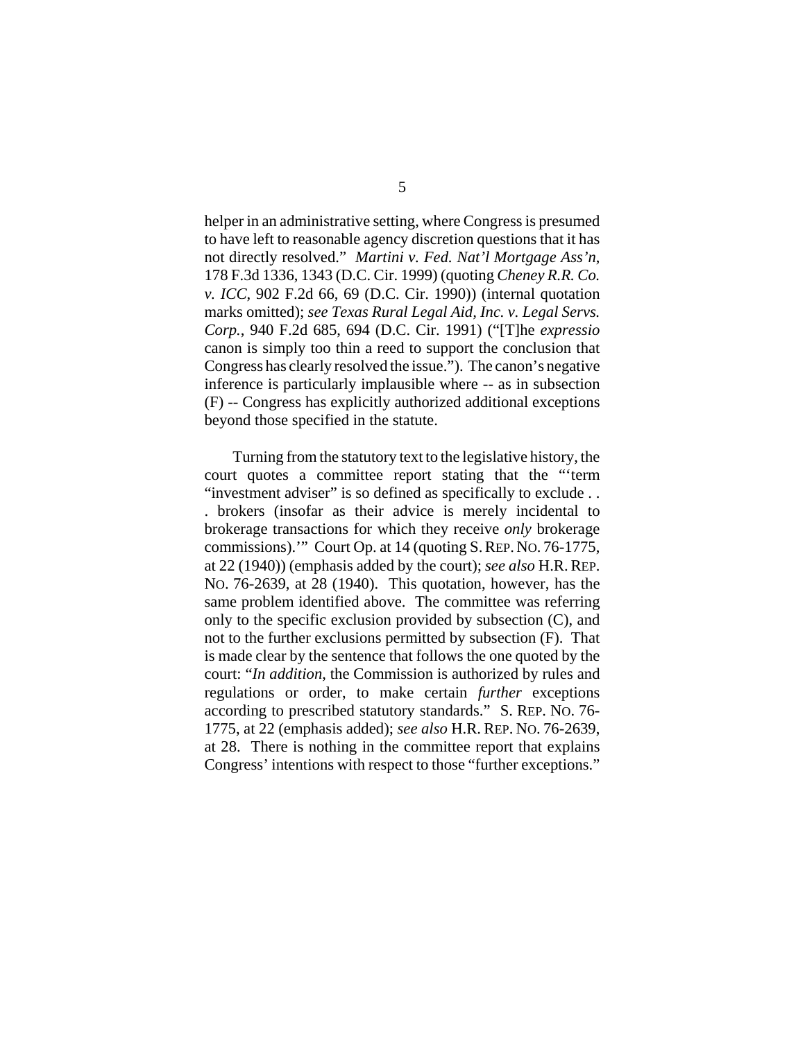helper in an administrative setting, where Congress is presumed to have left to reasonable agency discretion questions that it has not directly resolved." *Martini v. Fed. Nat'l Mortgage Ass'n*, 178 F.3d 1336, 1343 (D.C. Cir. 1999) (quoting *Cheney R.R. Co. v. ICC*, 902 F.2d 66, 69 (D.C. Cir. 1990)) (internal quotation marks omitted); *see Texas Rural Legal Aid, Inc. v. Legal Servs. Corp.*, 940 F.2d 685, 694 (D.C. Cir. 1991) ("[T]he *expressio* canon is simply too thin a reed to support the conclusion that Congress has clearly resolved the issue."). The canon's negative inference is particularly implausible where -- as in subsection (F) -- Congress has explicitly authorized additional exceptions beyond those specified in the statute.

Turning from the statutory text to the legislative history, the court quotes a committee report stating that the "'term "investment adviser" is so defined as specifically to exclude . . . brokers (insofar as their advice is merely incidental to brokerage transactions for which they receive *only* brokerage commissions).'" Court Op. at 14 (quoting S. REP. NO. 76-1775, at 22 (1940)) (emphasis added by the court); *see also* H.R. REP. NO. 76-2639, at 28 (1940). This quotation, however, has the same problem identified above. The committee was referring only to the specific exclusion provided by subsection (C), and not to the further exclusions permitted by subsection (F). That is made clear by the sentence that follows the one quoted by the court: "*In addition*, the Commission is authorized by rules and regulations or order, to make certain *further* exceptions according to prescribed statutory standards." S. REP. NO. 76-1775, at 22 (emphasis added); *see also* H.R. REP. NO. 76-2639, at 28. There is nothing in the committee report that explains Congress' intentions with respect to those "further exceptions."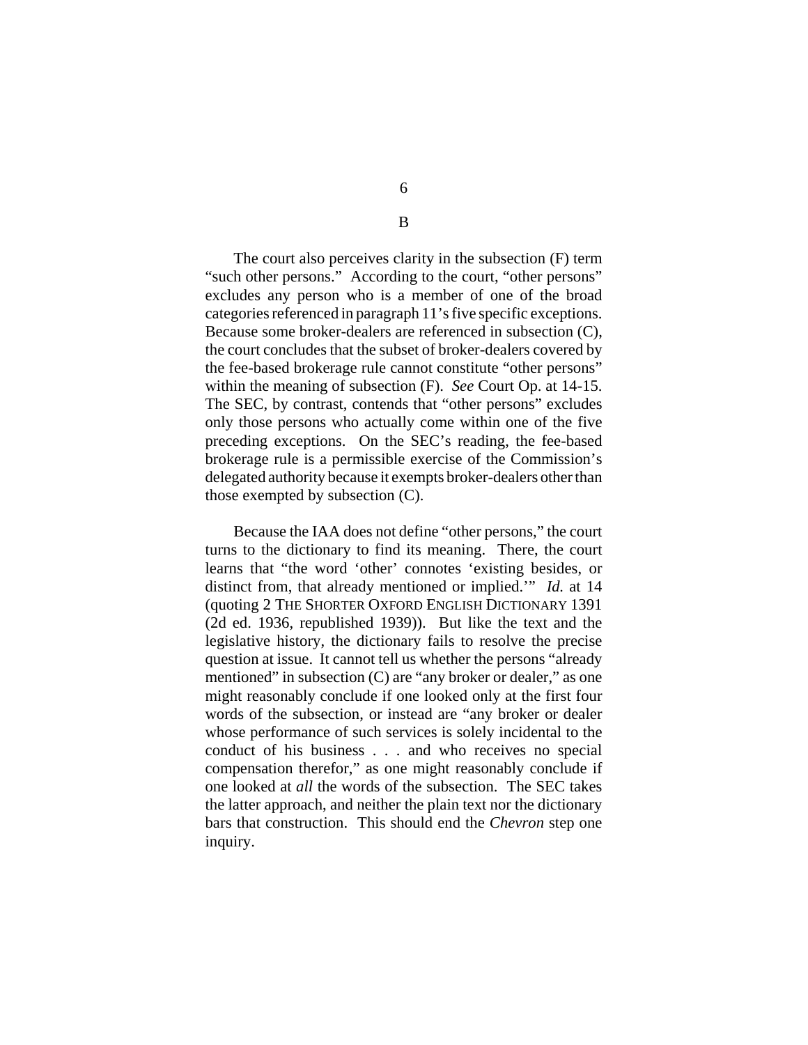B

The court also perceives clarity in the subsection (F) term "such other persons." According to the court, "other persons" excludes any person who is a member of one of the broad categories referenced in paragraph 11's five specific exceptions. Because some broker-dealers are referenced in subsection (C), the court concludes that the subset of broker-dealers covered by the fee-based brokerage rule cannot constitute "other persons" within the meaning of subsection (F). *See* Court Op. at 14-15. The SEC, by contrast, contends that "other persons" excludes only those persons who actually come within one of the five preceding exceptions. On the SEC's reading, the fee-based brokerage rule is a permissible exercise of the Commission's delegated authority because it exempts broker-dealers other than those exempted by subsection (C).

Because the IAA does not define "other persons," the court turns to the dictionary to find its meaning. There, the court learns that "the word 'other' connotes 'existing besides, or distinct from, that already mentioned or implied.'" *Id.* at 14 (quoting 2 THE SHORTER OXFORD ENGLISH DICTIONARY 1391 (2d ed. 1936, republished 1939)). But like the text and the legislative history, the dictionary fails to resolve the precise question at issue. It cannot tell us whether the persons "already mentioned" in subsection (C) are "any broker or dealer," as one might reasonably conclude if one looked only at the first four words of the subsection, or instead are "any broker or dealer whose performance of such services is solely incidental to the conduct of his business . . . and who receives no special compensation therefor," as one might reasonably conclude if one looked at *all* the words of the subsection. The SEC takes the latter approach, and neither the plain text nor the dictionary bars that construction. This should end the *Chevron* step one inquiry.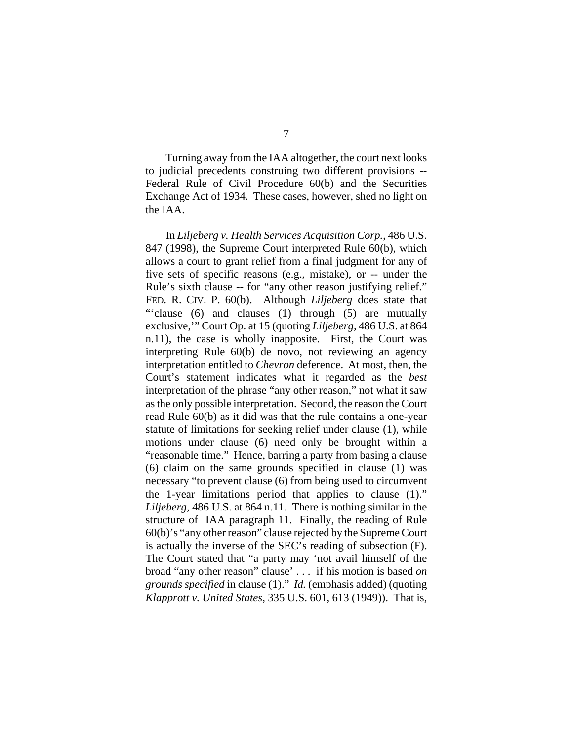Turning away from the IAA altogether, the court next looks to judicial precedents construing two different provisions -- Federal Rule of Civil Procedure 60(b) and the Securities Exchange Act of 1934. These cases, however, shed no light on the IAA.

In *Liljeberg v. Health Services Acquisition Corp.*, 486 U.S. 847 (1998), the Supreme Court interpreted Rule 60(b), which allows a court to grant relief from a final judgment for any of five sets of specific reasons (e.g., mistake), or -- under the Rule's sixth clause -- for "any other reason justifying relief." FED. R. CIV. P. 60(b). Although *Liljeberg* does state that "'clause (6) and clauses (1) through (5) are mutually exclusive,'" Court Op. at 15 (quoting *Liljeberg*, 486 U.S. at 864 n.11), the case is wholly inapposite. First, the Court was interpreting Rule 60(b) de novo, not reviewing an agency interpretation entitled to *Chevron* deference. At most, then, the Court's statement indicates what it regarded as the *best* interpretation of the phrase "any other reason," not what it saw as the only possible interpretation. Second, the reason the Court read Rule 60(b) as it did was that the rule contains a one-year statute of limitations for seeking relief under clause (1), while motions under clause (6) need only be brought within a "reasonable time." Hence, barring a party from basing a clause (6) claim on the same grounds specified in clause (1) was necessary "to prevent clause (6) from being used to circumvent the 1-year limitations period that applies to clause (1)." *Liljeberg*, 486 U.S. at 864 n.11. There is nothing similar in the structure of IAA paragraph 11. Finally, the reading of Rule 60(b)'s "any other reason" clause rejected by the Supreme Court is actually the inverse of the SEC's reading of subsection (F). The Court stated that "a party may 'not avail himself of the broad "any other reason" clause' . . . if his motion is based *on grounds specified* in clause (1)." *Id.* (emphasis added) (quoting *Klapprott v. United States*, 335 U.S. 601, 613 (1949)). That is,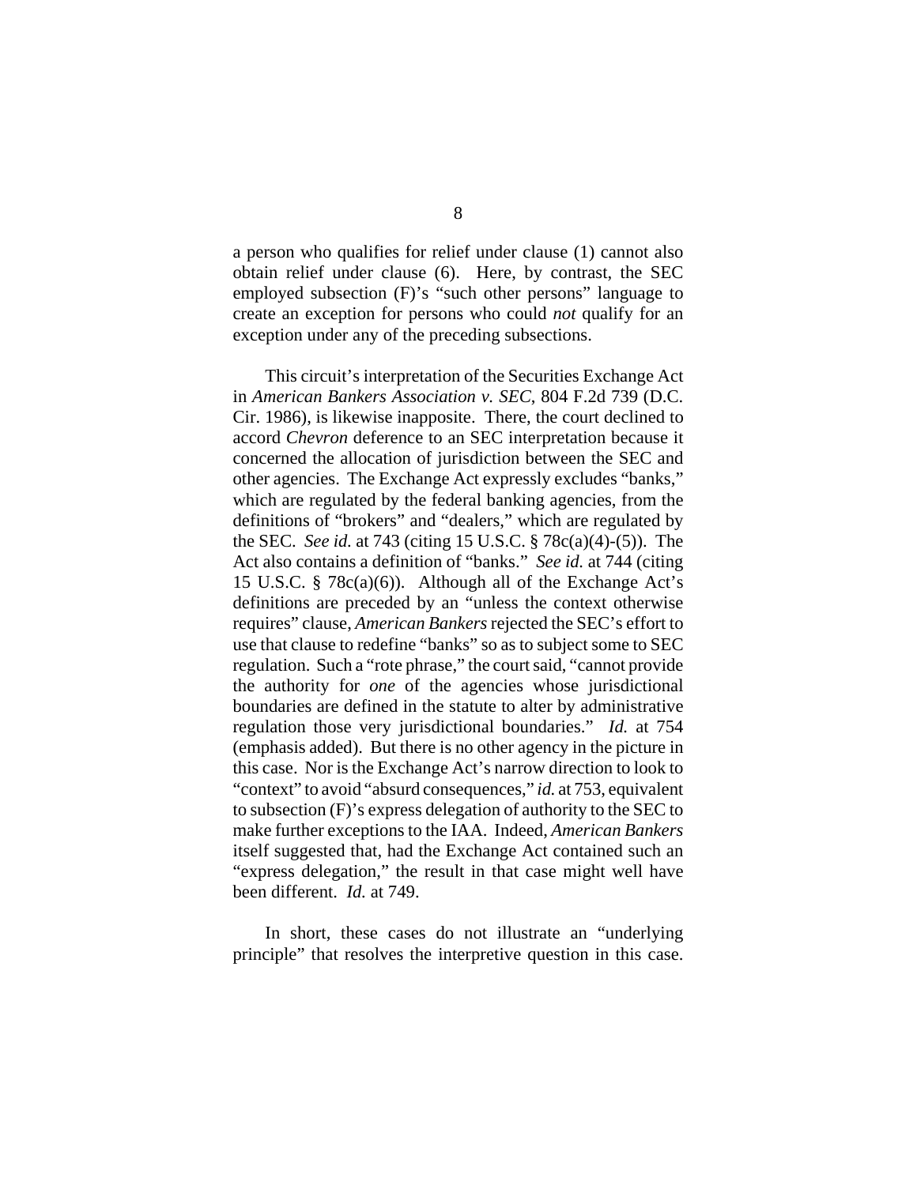a person who qualifies for relief under clause (1) cannot also obtain relief under clause (6). Here, by contrast, the SEC employed subsection (F)'s "such other persons" language to create an exception for persons who could *not* qualify for an exception under any of the preceding subsections.

This circuit's interpretation of the Securities Exchange Act in *American Bankers Association v. SEC*, 804 F.2d 739 (D.C. Cir. 1986), is likewise inapposite. There, the court declined to accord *Chevron* deference to an SEC interpretation because it concerned the allocation of jurisdiction between the SEC and other agencies. The Exchange Act expressly excludes "banks," which are regulated by the federal banking agencies, from the definitions of "brokers" and "dealers," which are regulated by the SEC. *See id.* at 743 (citing 15 U.S.C. § 78c(a)(4)-(5)). The Act also contains a definition of "banks." *See id.* at 744 (citing 15 U.S.C. § 78c(a)(6)). Although all of the Exchange Act's definitions are preceded by an "unless the context otherwise requires" clause, *American Bankers* rejected the SEC's effort to use that clause to redefine "banks" so as to subject some to SEC regulation. Such a "rote phrase," the court said, "cannot provide the authority for *one* of the agencies whose jurisdictional boundaries are defined in the statute to alter by administrative regulation those very jurisdictional boundaries." *Id.* at 754 (emphasis added). But there is no other agency in the picture in this case. Nor is the Exchange Act's narrow direction to look to "context" to avoid "absurd consequences," *id.* at 753, equivalent to subsection (F)'s express delegation of authority to the SEC to make further exceptions to the IAA. Indeed, *American Bankers* itself suggested that, had the Exchange Act contained such an "express delegation," the result in that case might well have been different. *Id.* at 749.

In short, these cases do not illustrate an "underlying principle" that resolves the interpretive question in this case.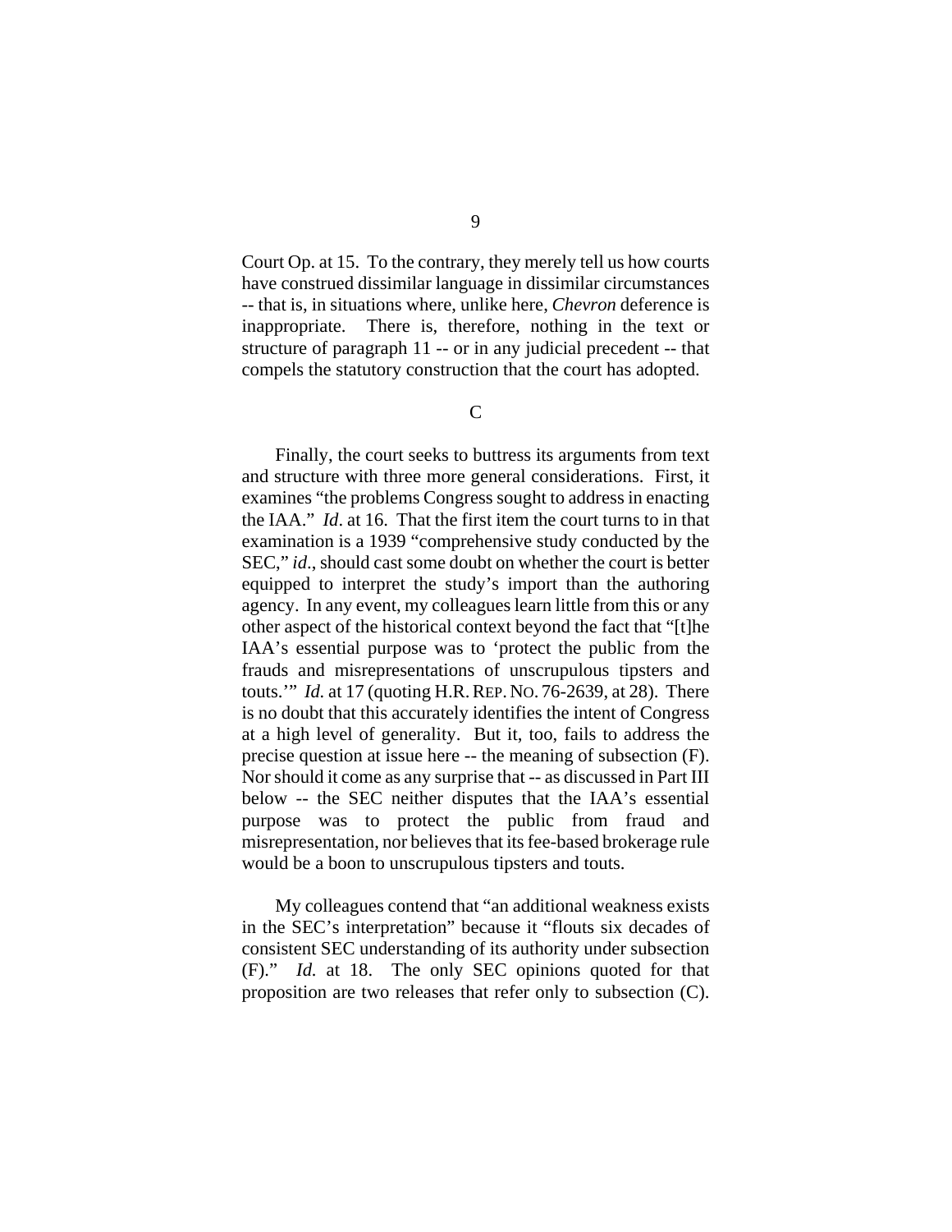Court Op. at 15. To the contrary, they merely tell us how courts have construed dissimilar language in dissimilar circumstances -- that is, in situations where, unlike here, *Chevron* deference is inappropriate. There is, therefore, nothing in the text or structure of paragraph 11 -- or in any judicial precedent -- that compels the statutory construction that the court has adopted.

C

Finally, the court seeks to buttress its arguments from text and structure with three more general considerations. First, it examines "the problems Congress sought to address in enacting the IAA." *Id*. at 16. That the first item the court turns to in that examination is a 1939 "comprehensive study conducted by the SEC," *id*., should cast some doubt on whether the court is better equipped to interpret the study's import than the authoring agency. In any event, my colleagues learn little from this or any other aspect of the historical context beyond the fact that "[t]he IAA's essential purpose was to 'protect the public from the frauds and misrepresentations of unscrupulous tipsters and touts.'" *Id.* at 17 (quoting H.R. REP. NO. 76-2639, at 28). There is no doubt that this accurately identifies the intent of Congress at a high level of generality. But it, too, fails to address the precise question at issue here -- the meaning of subsection (F). Nor should it come as any surprise that -- as discussed in Part III below -- the SEC neither disputes that the IAA's essential purpose was to protect the public from fraud and misrepresentation, nor believes that its fee-based brokerage rule would be a boon to unscrupulous tipsters and touts.

My colleagues contend that "an additional weakness exists in the SEC's interpretation" because it "flouts six decades of consistent SEC understanding of its authority under subsection (F)." *Id.* at 18. The only SEC opinions quoted for that proposition are two releases that refer only to subsection (C).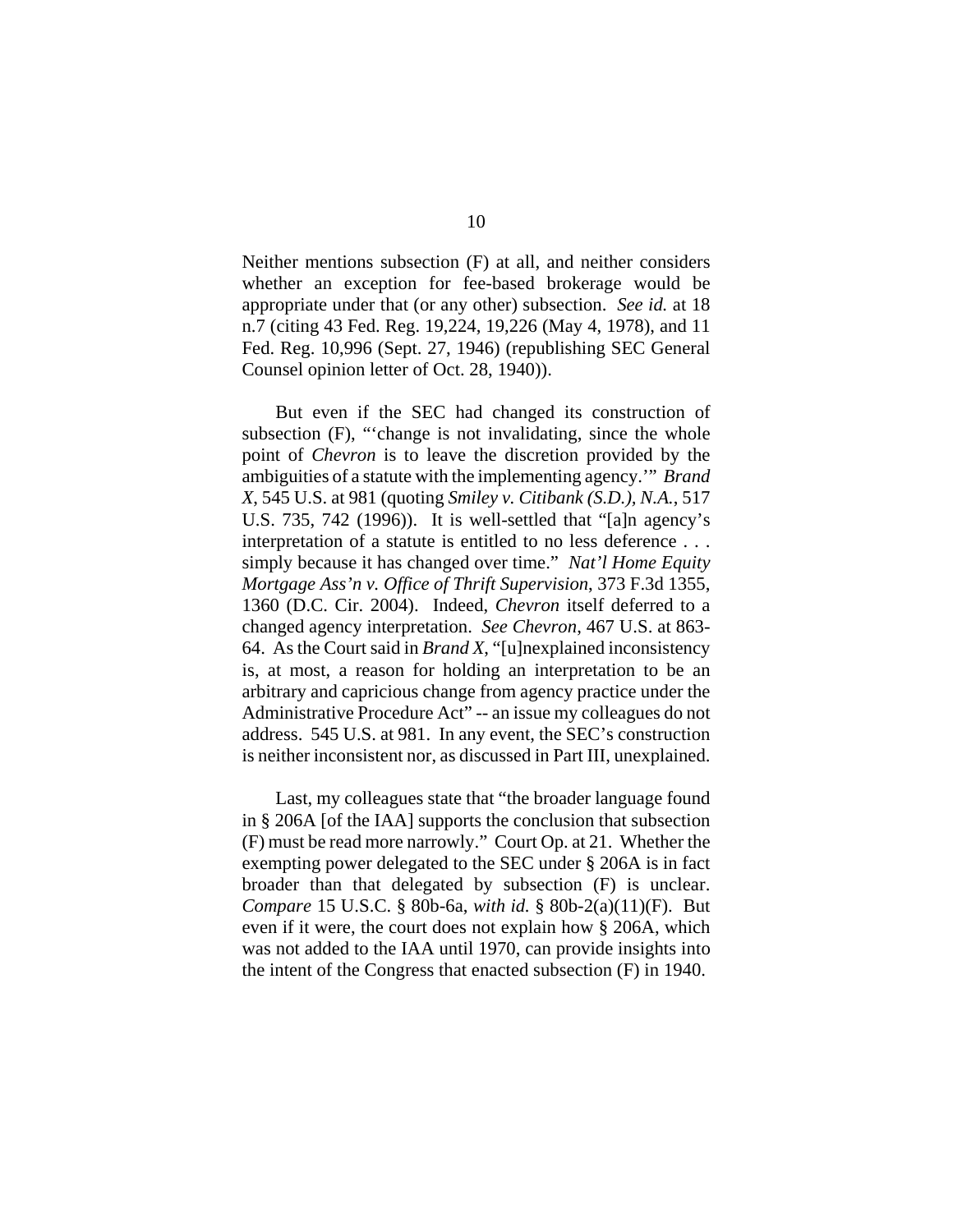Neither mentions subsection (F) at all, and neither considers whether an exception for fee-based brokerage would be appropriate under that (or any other) subsection. *See id.* at 18 n.7 (citing 43 Fed. Reg. 19,224, 19,226 (May 4, 1978), and 11 Fed. Reg. 10,996 (Sept. 27, 1946) (republishing SEC General Counsel opinion letter of Oct. 28, 1940)).

But even if the SEC had changed its construction of subsection (F), "'change is not invalidating, since the whole point of *Chevron* is to leave the discretion provided by the ambiguities of a statute with the implementing agency.'" *Brand X*, 545 U.S. at 981 (quoting *Smiley v. Citibank (S.D.), N.A.*, 517 U.S. 735, 742 (1996)). It is well-settled that "[a]n agency's interpretation of a statute is entitled to no less deference . . . simply because it has changed over time." *Nat'l Home Equity Mortgage Ass'n v. Office of Thrift Supervision*, 373 F.3d 1355, 1360 (D.C. Cir. 2004). Indeed, *Chevron* itself deferred to a changed agency interpretation. *See Chevron*, 467 U.S. at 863-64. As the Court said in *Brand X*, "[u]nexplained inconsistency is, at most, a reason for holding an interpretation to be an arbitrary and capricious change from agency practice under the Administrative Procedure Act" -- an issue my colleagues do not address. 545 U.S. at 981. In any event, the SEC's construction is neither inconsistent nor, as discussed in Part III, unexplained.

Last, my colleagues state that "the broader language found in § 206A [of the IAA] supports the conclusion that subsection (F) must be read more narrowly." Court Op. at 21. Whether the exempting power delegated to the SEC under § 206A is in fact broader than that delegated by subsection (F) is unclear. *Compare* 15 U.S.C. § 80b-6a, *with id.* § 80b-2(a)(11)(F). But even if it were, the court does not explain how § 206A, which was not added to the IAA until 1970, can provide insights into the intent of the Congress that enacted subsection (F) in 1940.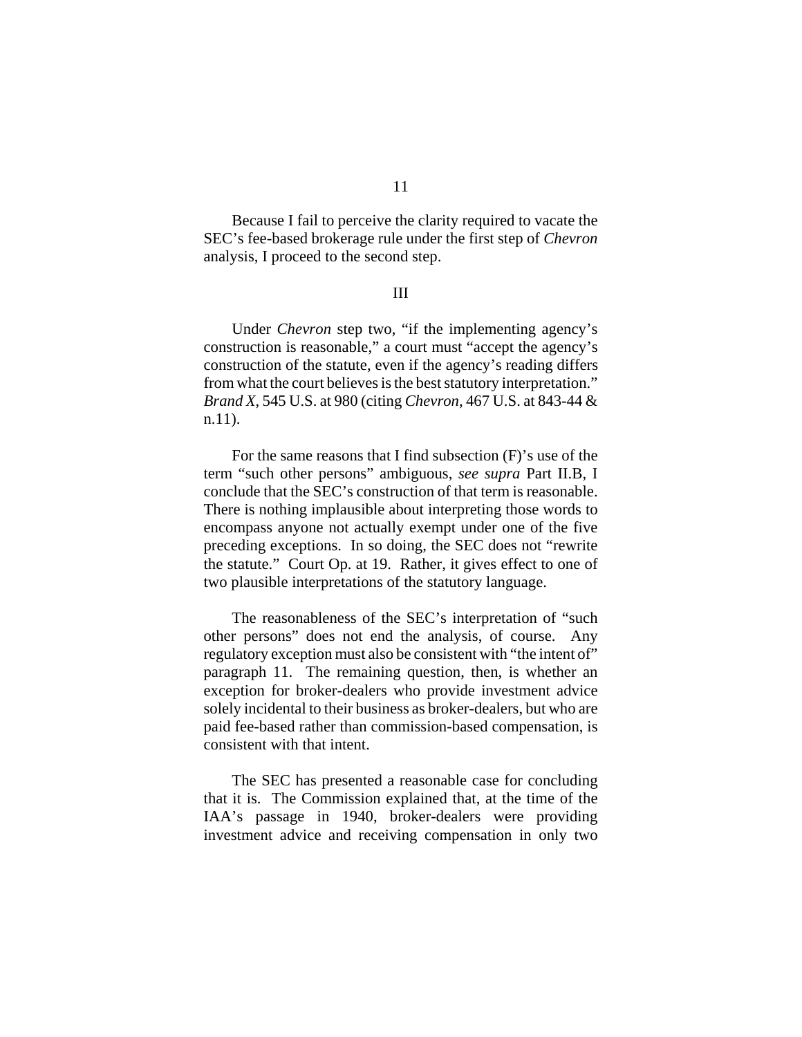Because I fail to perceive the clarity required to vacate the SEC's fee-based brokerage rule under the first step of *Chevron* analysis, I proceed to the second step.

III

Under *Chevron* step two, "if the implementing agency's construction is reasonable," a court must "accept the agency's construction of the statute, even if the agency's reading differs from what the court believes is the best statutory interpretation." *Brand X*, 545 U.S. at 980 (citing *Chevron*, 467 U.S. at 843-44 & n.11).

For the same reasons that I find subsection (F)'s use of the term "such other persons" ambiguous, *see supra* Part II.B, I conclude that the SEC's construction of that term is reasonable. There is nothing implausible about interpreting those words to encompass anyone not actually exempt under one of the five preceding exceptions. In so doing, the SEC does not "rewrite the statute." Court Op. at 19. Rather, it gives effect to one of two plausible interpretations of the statutory language.

The reasonableness of the SEC's interpretation of "such other persons" does not end the analysis, of course. Any regulatory exception must also be consistent with "the intent of" paragraph 11. The remaining question, then, is whether an exception for broker-dealers who provide investment advice solely incidental to their business as broker-dealers, but who are paid fee-based rather than commission-based compensation, is consistent with that intent.

The SEC has presented a reasonable case for concluding that it is. The Commission explained that, at the time of the IAA's passage in 1940, broker-dealers were providing investment advice and receiving compensation in only two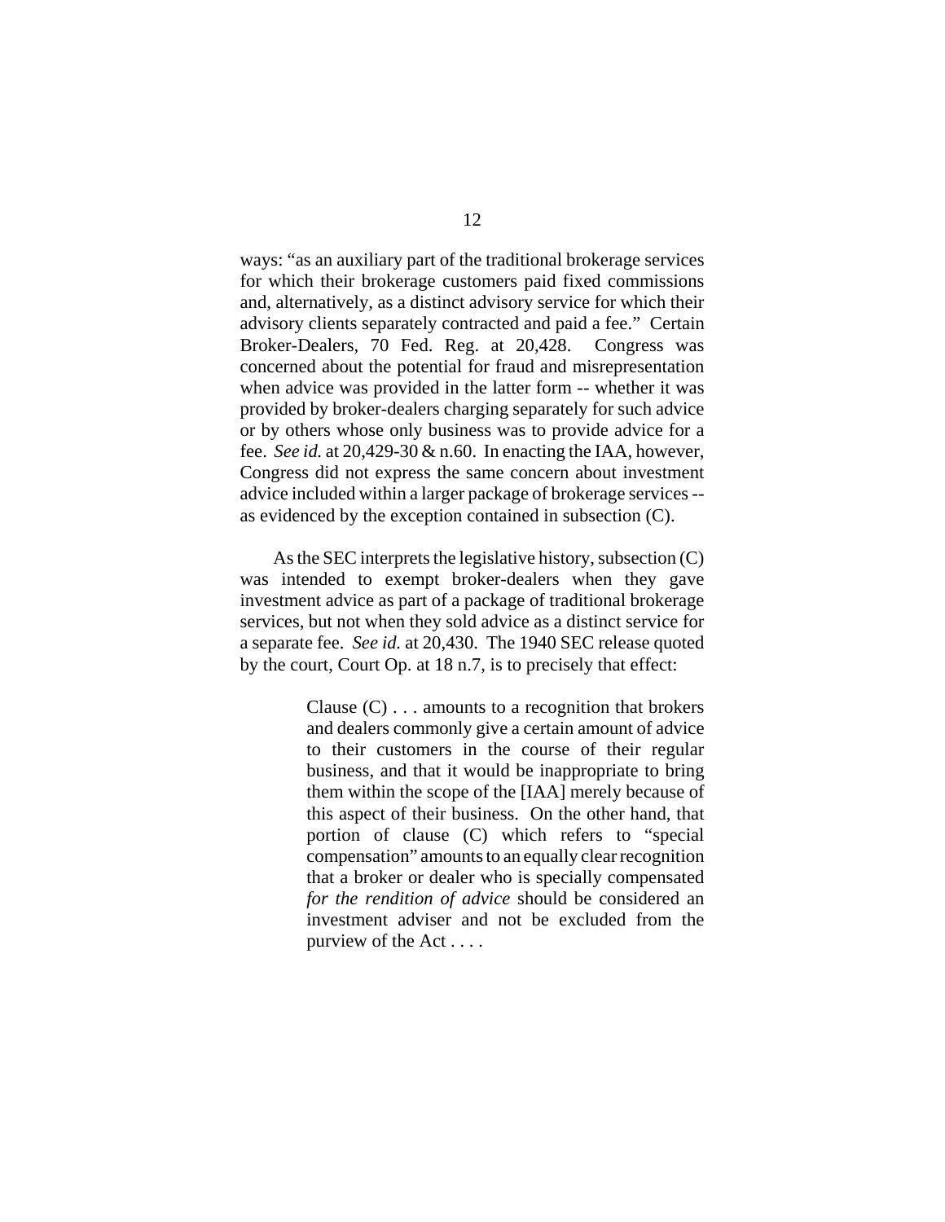ways: "as an auxiliary part of the traditional brokerage services for which their brokerage customers paid fixed commissions and, alternatively, as a distinct advisory service for which their advisory clients separately contracted and paid a fee." Certain Broker-Dealers, 70 Fed. Reg. at 20,428. Congress was concerned about the potential for fraud and misrepresentation when advice was provided in the latter form -- whether it was provided by broker-dealers charging separately for such advice or by others whose only business was to provide advice for a fee. *See id.* at 20,429-30 & n.60. In enacting the IAA, however, Congress did not express the same concern about investment advice included within a larger package of brokerage services -- as evidenced by the exception contained in subsection (C).

As the SEC interprets the legislative history, subsection (C) was intended to exempt broker-dealers when they gave investment advice as part of a package of traditional brokerage services, but not when they sold advice as a distinct service for a separate fee. *See id.* at 20,430. The 1940 SEC release quoted by the court, Court Op. at 18 n.7, is to precisely that effect:

> Clause (C) . . . amounts to a recognition that brokers and dealers commonly give a certain amount of advice to their customers in the course of their regular business, and that it would be inappropriate to bring them within the scope of the [IAA] merely because of this aspect of their business. On the other hand, that portion of clause (C) which refers to "special compensation" amounts to an equally clear recognition that a broker or dealer who is specially compensated *for the rendition of advice* should be considered an investment adviser and not be excluded from the purview of the Act . . . .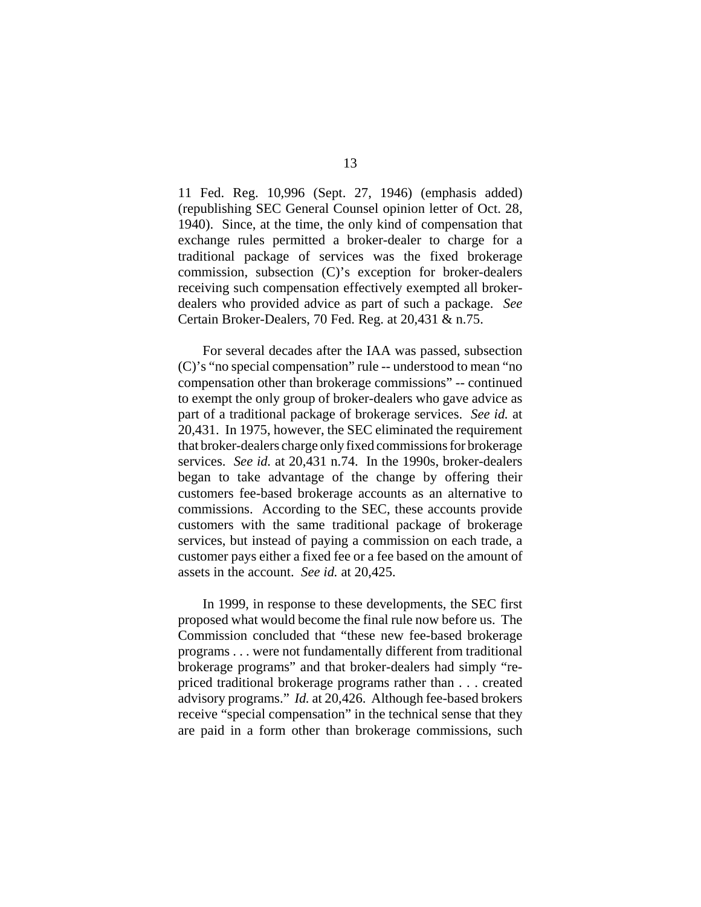11 Fed. Reg. 10,996 (Sept. 27, 1946) (emphasis added) (republishing SEC General Counsel opinion letter of Oct. 28, 1940). Since, at the time, the only kind of compensation that exchange rules permitted a broker-dealer to charge for a traditional package of services was the fixed brokerage commission, subsection (C)'s exception for broker-dealers receiving such compensation effectively exempted all broker-dealers who provided advice as part of such a package. *See* Certain Broker-Dealers, 70 Fed. Reg. at 20,431 & n.75.

For several decades after the IAA was passed, subsection (C)'s "no special compensation" rule -- understood to mean "no compensation other than brokerage commissions" -- continued to exempt the only group of broker-dealers who gave advice as part of a traditional package of brokerage services. *See id.* at 20,431. In 1975, however, the SEC eliminated the requirement that broker-dealers charge only fixed commissions for brokerage services. *See id.* at 20,431 n.74. In the 1990s, broker-dealers began to take advantage of the change by offering their customers fee-based brokerage accounts as an alternative to commissions. According to the SEC, these accounts provide customers with the same traditional package of brokerage services, but instead of paying a commission on each trade, a customer pays either a fixed fee or a fee based on the amount of assets in the account. *See id.* at 20,425.

In 1999, in response to these developments, the SEC first proposed what would become the final rule now before us. The Commission concluded that "these new fee-based brokerage programs . . . were not fundamentally different from traditional brokerage programs" and that broker-dealers had simply "re-priced traditional brokerage programs rather than . . . created advisory programs." *Id.* at 20,426. Although fee-based brokers receive "special compensation" in the technical sense that they are paid in a form other than brokerage commissions, such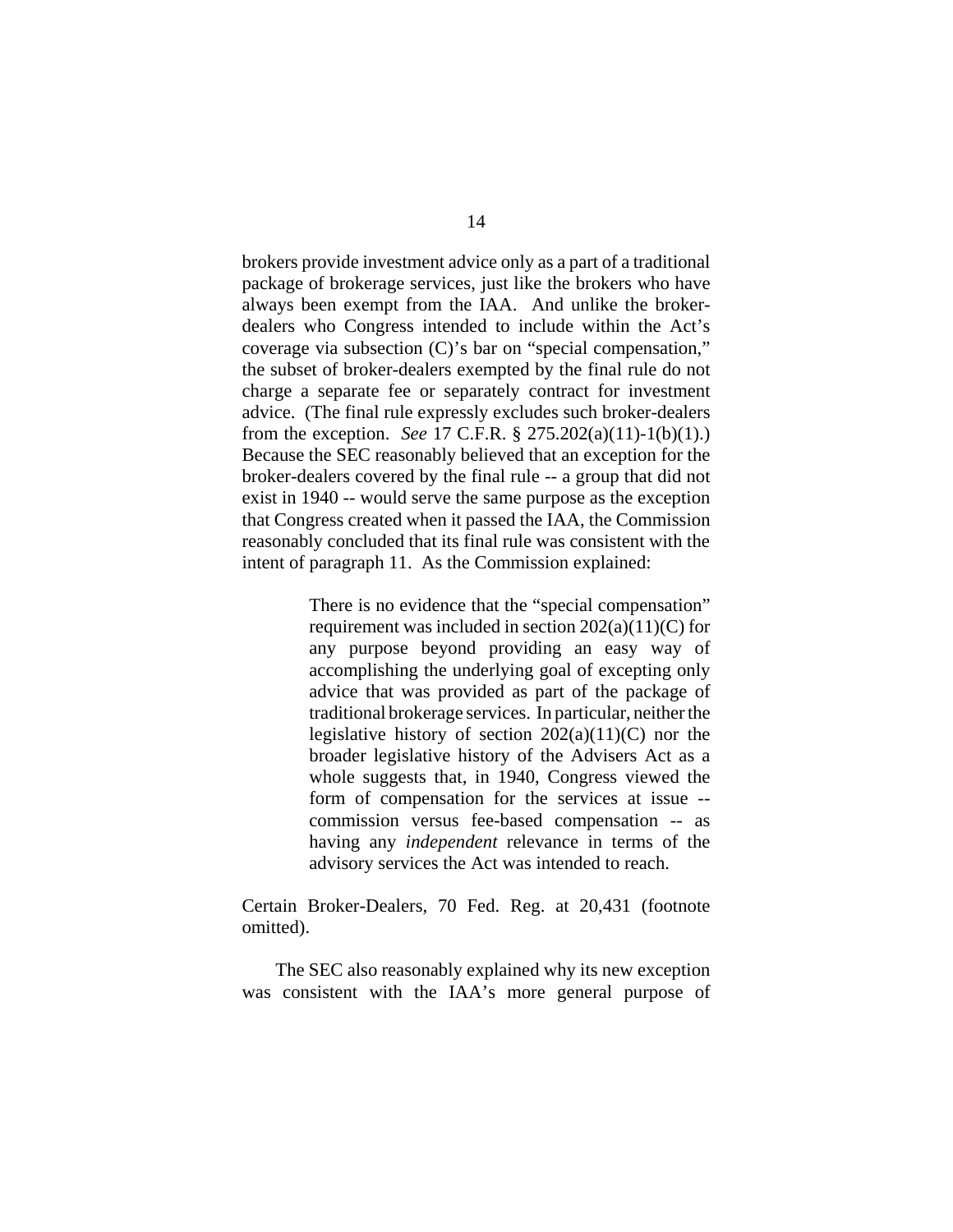brokers provide investment advice only as a part of a traditional package of brokerage services, just like the brokers who have always been exempt from the IAA. And unlike the broker-dealers who Congress intended to include within the Act's coverage via subsection (C)'s bar on "special compensation," the subset of broker-dealers exempted by the final rule do not charge a separate fee or separately contract for investment advice. (The final rule expressly excludes such broker-dealers from the exception. *See* 17 C.F.R. § 275.202(a)(11)-1(b)(1).) Because the SEC reasonably believed that an exception for the broker-dealers covered by the final rule -- a group that did not exist in 1940 -- would serve the same purpose as the exception that Congress created when it passed the IAA, the Commission reasonably concluded that its final rule was consistent with the intent of paragraph 11. As the Commission explained:

> There is no evidence that the "special compensation" requirement was included in section 202(a)(11)(C) for any purpose beyond providing an easy way of accomplishing the underlying goal of excepting only advice that was provided as part of the package of traditional brokerage services. In particular, neither the legislative history of section 202(a)(11)(C) nor the broader legislative history of the Advisers Act as a whole suggests that, in 1940, Congress viewed the form of compensation for the services at issue -- commission versus fee-based compensation -- as having any *independent* relevance in terms of the advisory services the Act was intended to reach.

Certain Broker-Dealers, 70 Fed. Reg. at 20,431 (footnote omitted).

The SEC also reasonably explained why its new exception was consistent with the IAA's more general purpose of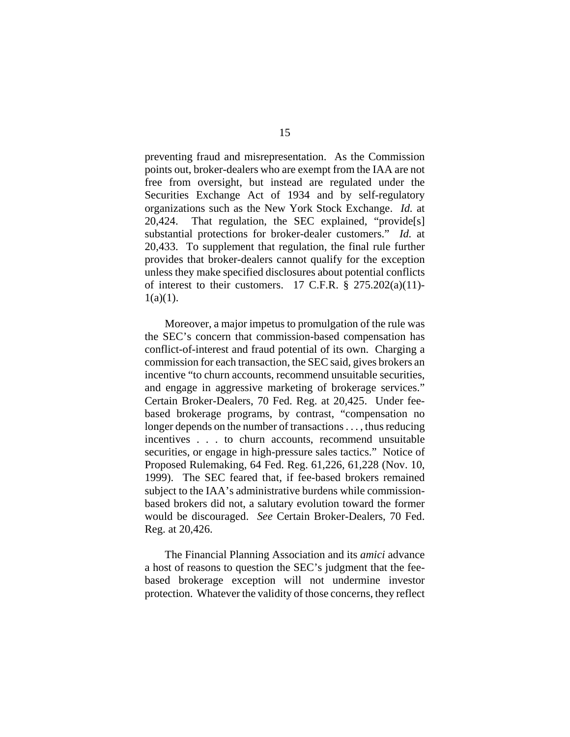preventing fraud and misrepresentation. As the Commission points out, broker-dealers who are exempt from the IAA are not free from oversight, but instead are regulated under the Securities Exchange Act of 1934 and by self-regulatory organizations such as the New York Stock Exchange. *Id.* at 20,424. That regulation, the SEC explained, "provide[s] substantial protections for broker-dealer customers." *Id.* at 20,433. To supplement that regulation, the final rule further provides that broker-dealers cannot qualify for the exception unless they make specified disclosures about potential conflicts of interest to their customers. 17 C.F.R. § 275.202(a)(11)-1(a)(1).

Moreover, a major impetus to promulgation of the rule was the SEC's concern that commission-based compensation has conflict-of-interest and fraud potential of its own. Charging a commission for each transaction, the SEC said, gives brokers an incentive "to churn accounts, recommend unsuitable securities, and engage in aggressive marketing of brokerage services." Certain Broker-Dealers, 70 Fed. Reg. at 20,425. Under fee-based brokerage programs, by contrast, "compensation no longer depends on the number of transactions . . . , thus reducing incentives . . . to churn accounts, recommend unsuitable securities, or engage in high-pressure sales tactics." Notice of Proposed Rulemaking, 64 Fed. Reg. 61,226, 61,228 (Nov. 10, 1999). The SEC feared that, if fee-based brokers remained subject to the IAA's administrative burdens while commission-based brokers did not, a salutary evolution toward the former would be discouraged. *See* Certain Broker-Dealers, 70 Fed. Reg. at 20,426.

The Financial Planning Association and its *amici* advance a host of reasons to question the SEC's judgment that the fee-based brokerage exception will not undermine investor protection. Whatever the validity of those concerns, they reflect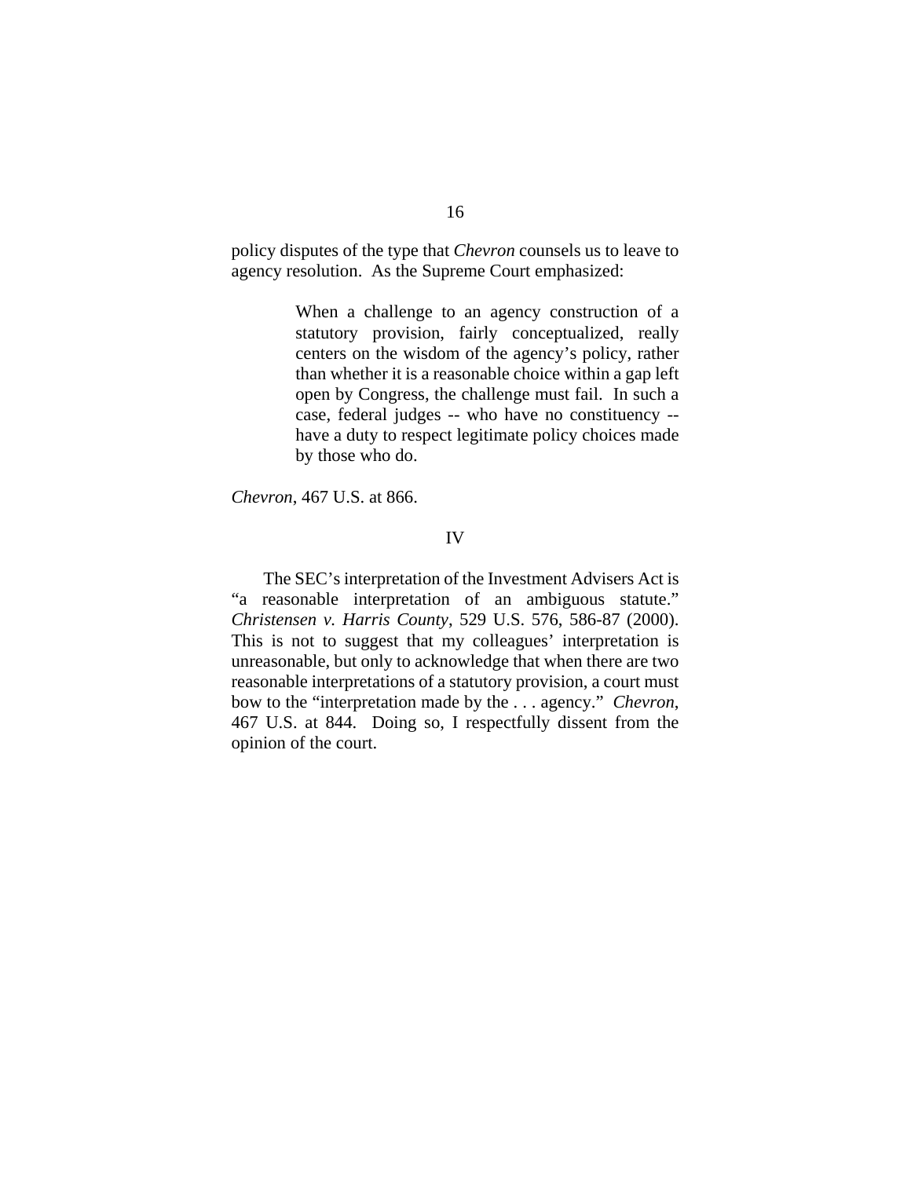policy disputes of the type that *Chevron* counsels us to leave to agency resolution. As the Supreme Court emphasized:

> When a challenge to an agency construction of a statutory provision, fairly conceptualized, really centers on the wisdom of the agency's policy, rather than whether it is a reasonable choice within a gap left open by Congress, the challenge must fail. In such a case, federal judges -- who have no constituency -- have a duty to respect legitimate policy choices made by those who do.

*Chevron*, 467 U.S. at 866.

## IV

The SEC's interpretation of the Investment Advisers Act is "a reasonable interpretation of an ambiguous statute." *Christensen v. Harris County*, 529 U.S. 576, 586-87 (2000). This is not to suggest that my colleagues' interpretation is unreasonable, but only to acknowledge that when there are two reasonable interpretations of a statutory provision, a court must bow to the "interpretation made by the . . . agency." *Chevron*, 467 U.S. at 844. Doing so, I respectfully dissent from the opinion of the court.